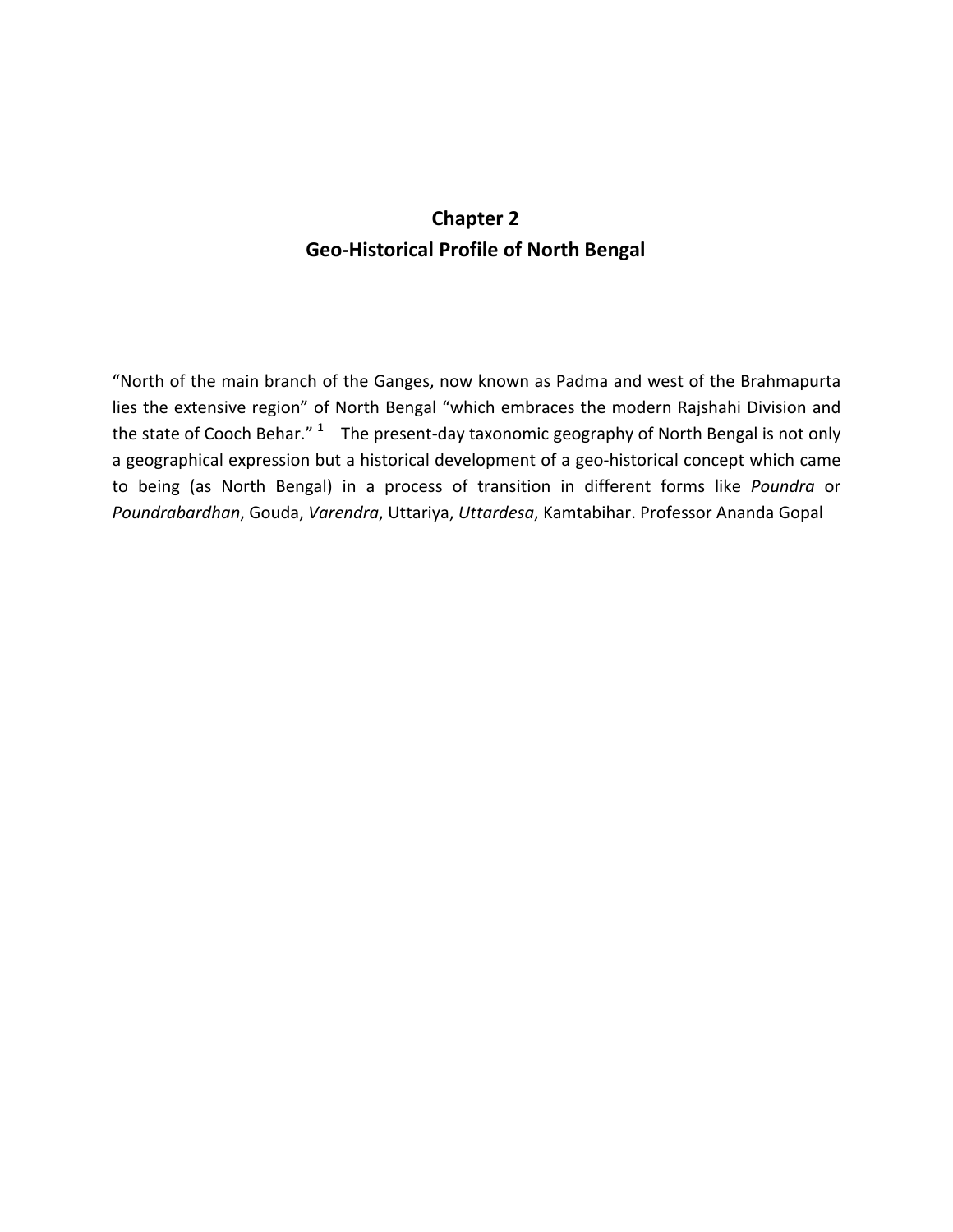# Chapter 2
# Geo-Historical Profile of North Bengal

"North of the main branch of the Ganges, now known as Padma and west of the Brahmapurta lies the extensive region" of North Bengal "which embraces the modern Rajshahi Division and the state of Cooch Behar." [1] The present-day taxonomic geography of North Bengal is not only a geographical expression but a historical development of a geo-historical concept which came to being (as North Bengal) in a process of transition in different forms like *Poundra* or *Poundrabardhan*, Gouda, *Varendra*, Uttariya, *Uttardesa*, Kamtabihar. Professor Ananda Gopal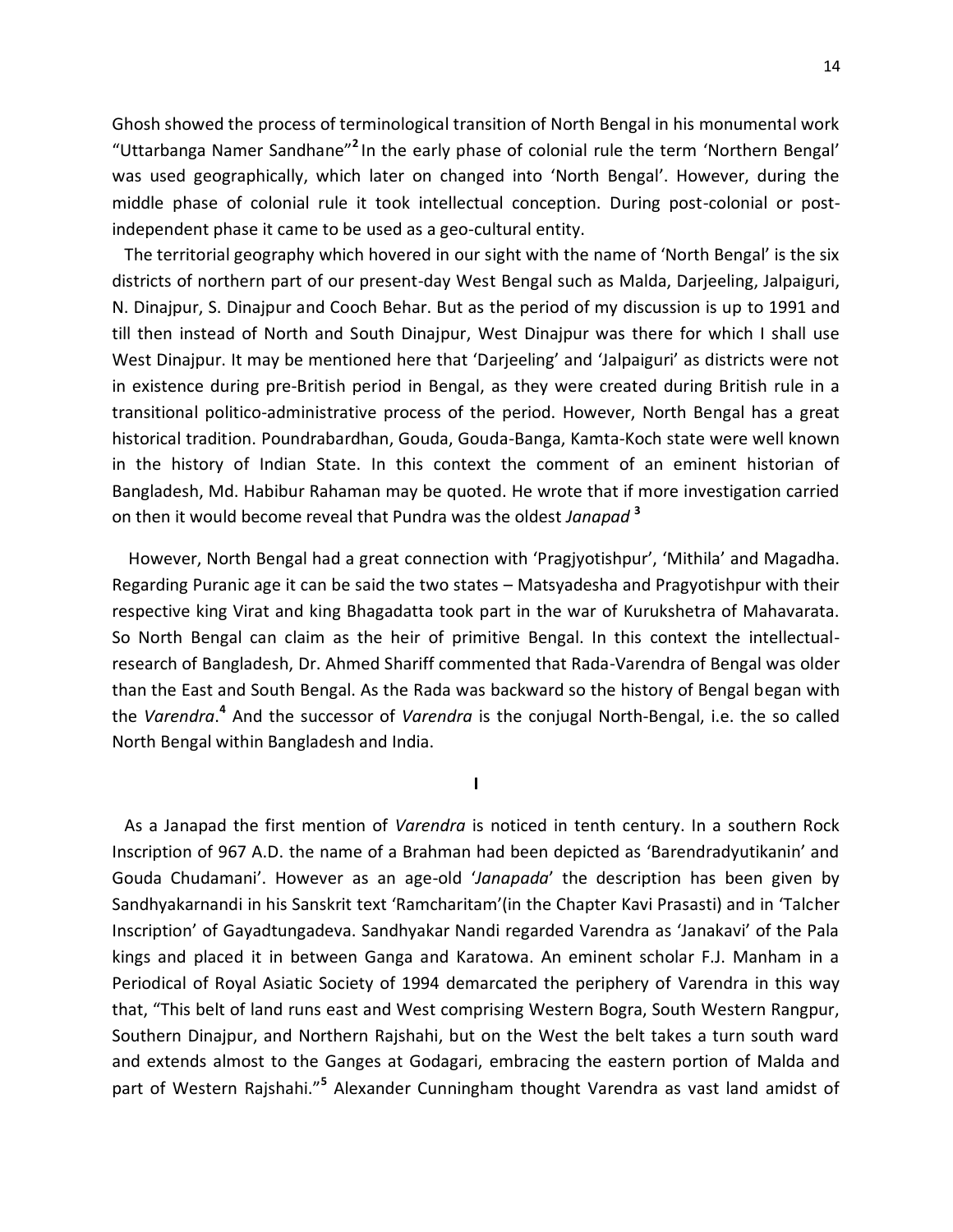Ghosh showed the process of terminological transition of North Bengal in his monumental work "Uttarbanga Namer Sandhane"[2] In the early phase of colonial rule the term 'Northern Bengal' was used geographically, which later on changed into 'North Bengal'. However, during the middle phase of colonial rule it took intellectual conception. During post-colonial or post-independent phase it came to be used as a geo-cultural entity.

The territorial geography which hovered in our sight with the name of 'North Bengal' is the six districts of northern part of our present-day West Bengal such as Malda, Darjeeling, Jalpaiguri, N. Dinajpur, S. Dinajpur and Cooch Behar. But as the period of my discussion is up to 1991 and till then instead of North and South Dinajpur, West Dinajpur was there for which I shall use West Dinajpur. It may be mentioned here that 'Darjeeling' and 'Jalpaiguri' as districts were not in existence during pre-British period in Bengal, as they were created during British rule in a transitional politico-administrative process of the period. However, North Bengal has a great historical tradition. Poundrabardhan, Gouda, Gouda-Banga, Kamta-Koch state were well known in the history of Indian State. In this context the comment of an eminent historian of Bangladesh, Md. Habibur Rahaman may be quoted. He wrote that if more investigation carried on then it would become reveal that Pundra was the oldest *Janapad* [3]

However, North Bengal had a great connection with 'Pragjyotishpur', 'Mithila' and Magadha. Regarding Puranic age it can be said the two states – Matsyadesha and Pragyotishpur with their respective king Virat and king Bhagadatta took part in the war of Kurukshetra of Mahavarata. So North Bengal can claim as the heir of primitive Bengal. In this context the intellectual-research of Bangladesh, Dr. Ahmed Shariff commented that Rada-Varendra of Bengal was older than the East and South Bengal. As the Rada was backward so the history of Bengal began with the *Varendra*.[4] And the successor of *Varendra* is the conjugal North-Bengal, i.e. the so called North Bengal within Bangladesh and India.

## I

As a Janapad the first mention of *Varendra* is noticed in tenth century. In a southern Rock Inscription of 967 A.D. the name of a Brahman had been depicted as 'Barendradyutikanin' and Gouda Chudamani'. However as an age-old '*Janapada*' the description has been given by Sandhyakarnandi in his Sanskrit text 'Ramcharitam'(in the Chapter Kavi Prasasti) and in 'Talcher Inscription' of Gayadtungadeva. Sandhyakar Nandi regarded Varendra as 'Janakavi' of the Pala kings and placed it in between Ganga and Karatowa. An eminent scholar F.J. Manham in a Periodical of Royal Asiatic Society of 1994 demarcated the periphery of Varendra in this way that, "This belt of land runs east and West comprising Western Bogra, South Western Rangpur, Southern Dinajpur, and Northern Rajshahi, but on the West the belt takes a turn south ward and extends almost to the Ganges at Godagari, embracing the eastern portion of Malda and part of Western Rajshahi."[5] Alexander Cunningham thought Varendra as vast land amidst of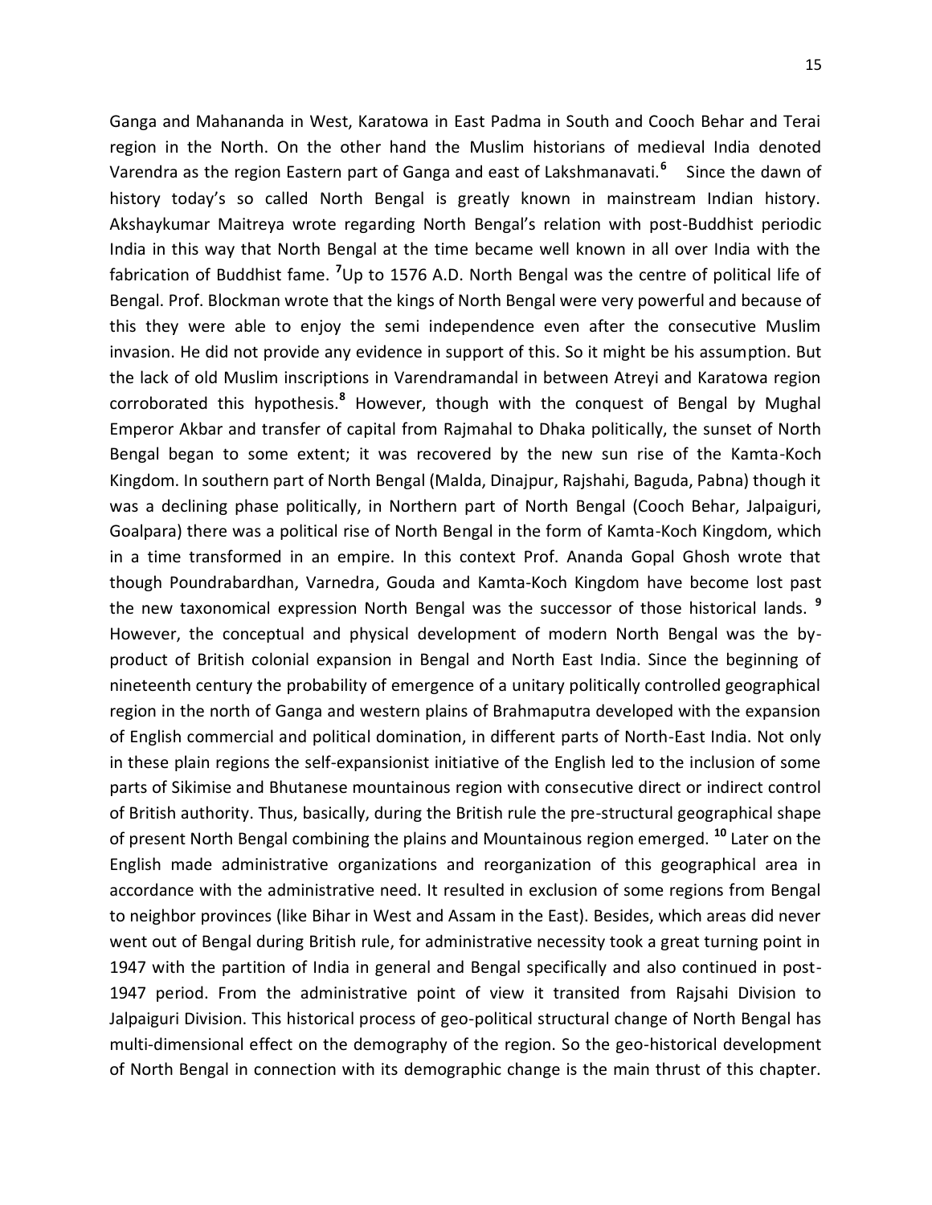Ganga and Mahananda in West, Karatowa in East Padma in South and Cooch Behar and Terai region in the North. On the other hand the Muslim historians of medieval India denoted Varendra as the region Eastern part of Ganga and east of Lakshmanavati.[6] Since the dawn of history today's so called North Bengal is greatly known in mainstream Indian history. Akshaykumar Maitreya wrote regarding North Bengal's relation with post-Buddhist periodic India in this way that North Bengal at the time became well known in all over India with the fabrication of Buddhist fame. [7]Up to 1576 A.D. North Bengal was the centre of political life of Bengal. Prof. Blockman wrote that the kings of North Bengal were very powerful and because of this they were able to enjoy the semi independence even after the consecutive Muslim invasion. He did not provide any evidence in support of this. So it might be his assumption. But the lack of old Muslim inscriptions in Varendramandal in between Atreyi and Karatowa region corroborated this hypothesis.[8] However, though with the conquest of Bengal by Mughal Emperor Akbar and transfer of capital from Rajmahal to Dhaka politically, the sunset of North Bengal began to some extent; it was recovered by the new sun rise of the Kamta-Koch Kingdom. In southern part of North Bengal (Malda, Dinajpur, Rajshahi, Baguda, Pabna) though it was a declining phase politically, in Northern part of North Bengal (Cooch Behar, Jalpaiguri, Goalpara) there was a political rise of North Bengal in the form of Kamta-Koch Kingdom, which in a time transformed in an empire. In this context Prof. Ananda Gopal Ghosh wrote that though Poundrabardhan, Varnedra, Gouda and Kamta-Koch Kingdom have become lost past the new taxonomical expression North Bengal was the successor of those historical lands. [9] However, the conceptual and physical development of modern North Bengal was the by-product of British colonial expansion in Bengal and North East India. Since the beginning of nineteenth century the probability of emergence of a unitary politically controlled geographical region in the north of Ganga and western plains of Brahmaputra developed with the expansion of English commercial and political domination, in different parts of North-East India. Not only in these plain regions the self-expansionist initiative of the English led to the inclusion of some parts of Sikimise and Bhutanese mountainous region with consecutive direct or indirect control of British authority. Thus, basically, during the British rule the pre-structural geographical shape of present North Bengal combining the plains and Mountainous region emerged. [10] Later on the English made administrative organizations and reorganization of this geographical area in accordance with the administrative need. It resulted in exclusion of some regions from Bengal to neighbor provinces (like Bihar in West and Assam in the East). Besides, which areas did never went out of Bengal during British rule, for administrative necessity took a great turning point in 1947 with the partition of India in general and Bengal specifically and also continued in post-1947 period. From the administrative point of view it transited from Rajsahi Division to Jalpaiguri Division. This historical process of geo-political structural change of North Bengal has multi-dimensional effect on the demography of the region. So the geo-historical development of North Bengal in connection with its demographic change is the main thrust of this chapter.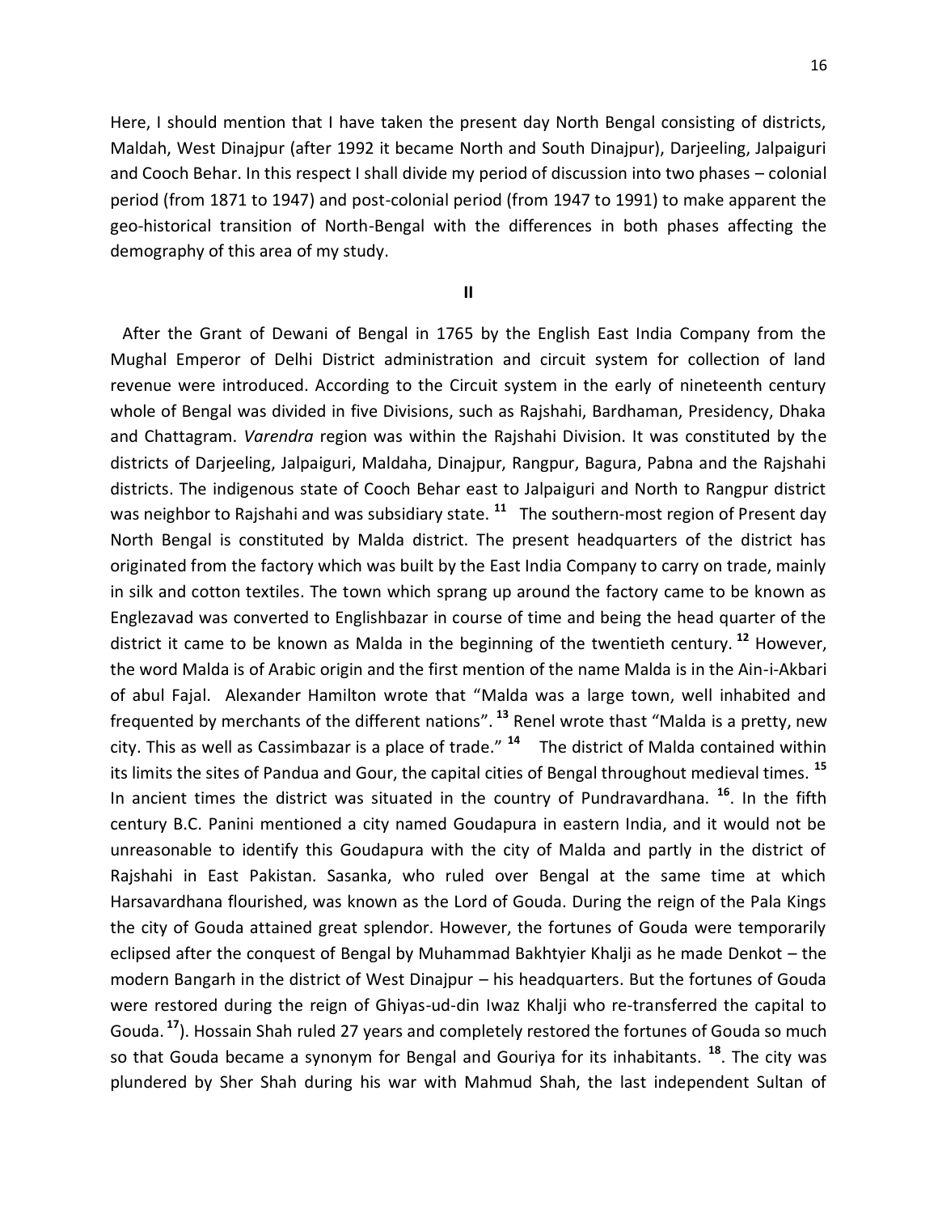Here, I should mention that I have taken the present day North Bengal consisting of districts, Maldah, West Dinajpur (after 1992 it became North and South Dinajpur), Darjeeling, Jalpaiguri and Cooch Behar. In this respect I shall divide my period of discussion into two phases – colonial period (from 1871 to 1947) and post-colonial period (from 1947 to 1991) to make apparent the geo-historical transition of North-Bengal with the differences in both phases affecting the demography of this area of my study.

**II**

After the Grant of Dewani of Bengal in 1765 by the English East India Company from the Mughal Emperor of Delhi District administration and circuit system for collection of land revenue were introduced. According to the Circuit system in the early of nineteenth century whole of Bengal was divided in five Divisions, such as Rajshahi, Bardhaman, Presidency, Dhaka and Chattagram. *Varendra* region was within the Rajshahi Division. It was constituted by the districts of Darjeeling, Jalpaiguri, Maldaha, Dinajpur, Rangpur, Bagura, Pabna and the Rajshahi districts. The indigenous state of Cooch Behar east to Jalpaiguri and North to Rangpur district was neighbor to Rajshahi and was subsidiary state. [11] The southern-most region of Present day North Bengal is constituted by Malda district. The present headquarters of the district has originated from the factory which was built by the East India Company to carry on trade, mainly in silk and cotton textiles. The town which sprang up around the factory came to be known as Englezavad was converted to Englishbazar in course of time and being the head quarter of the district it came to be known as Malda in the beginning of the twentieth century. [12] However, the word Malda is of Arabic origin and the first mention of the name Malda is in the Ain-i-Akbari of abul Fajal. Alexander Hamilton wrote that "Malda was a large town, well inhabited and frequented by merchants of the different nations". [13] Renel wrote thast "Malda is a pretty, new city. This as well as Cassimbazar is a place of trade." [14] The district of Malda contained within its limits the sites of Pandua and Gour, the capital cities of Bengal throughout medieval times. [15] In ancient times the district was situated in the country of Pundravardhana. [16]. In the fifth century B.C. Panini mentioned a city named Goudapura in eastern India, and it would not be unreasonable to identify this Goudapura with the city of Malda and partly in the district of Rajshahi in East Pakistan. Sasanka, who ruled over Bengal at the same time at which Harsavardhana flourished, was known as the Lord of Gouda. During the reign of the Pala Kings the city of Gouda attained great splendor. However, the fortunes of Gouda were temporarily eclipsed after the conquest of Bengal by Muhammad Bakhtyier Khalji as he made Denkot – the modern Bangarh in the district of West Dinajpur – his headquarters. But the fortunes of Gouda were restored during the reign of Ghiyas-ud-din Iwaz Khalji who re-transferred the capital to Gouda. [17]). Hossain Shah ruled 27 years and completely restored the fortunes of Gouda so much so that Gouda became a synonym for Bengal and Gouriya for its inhabitants. [18]. The city was plundered by Sher Shah during his war with Mahmud Shah, the last independent Sultan of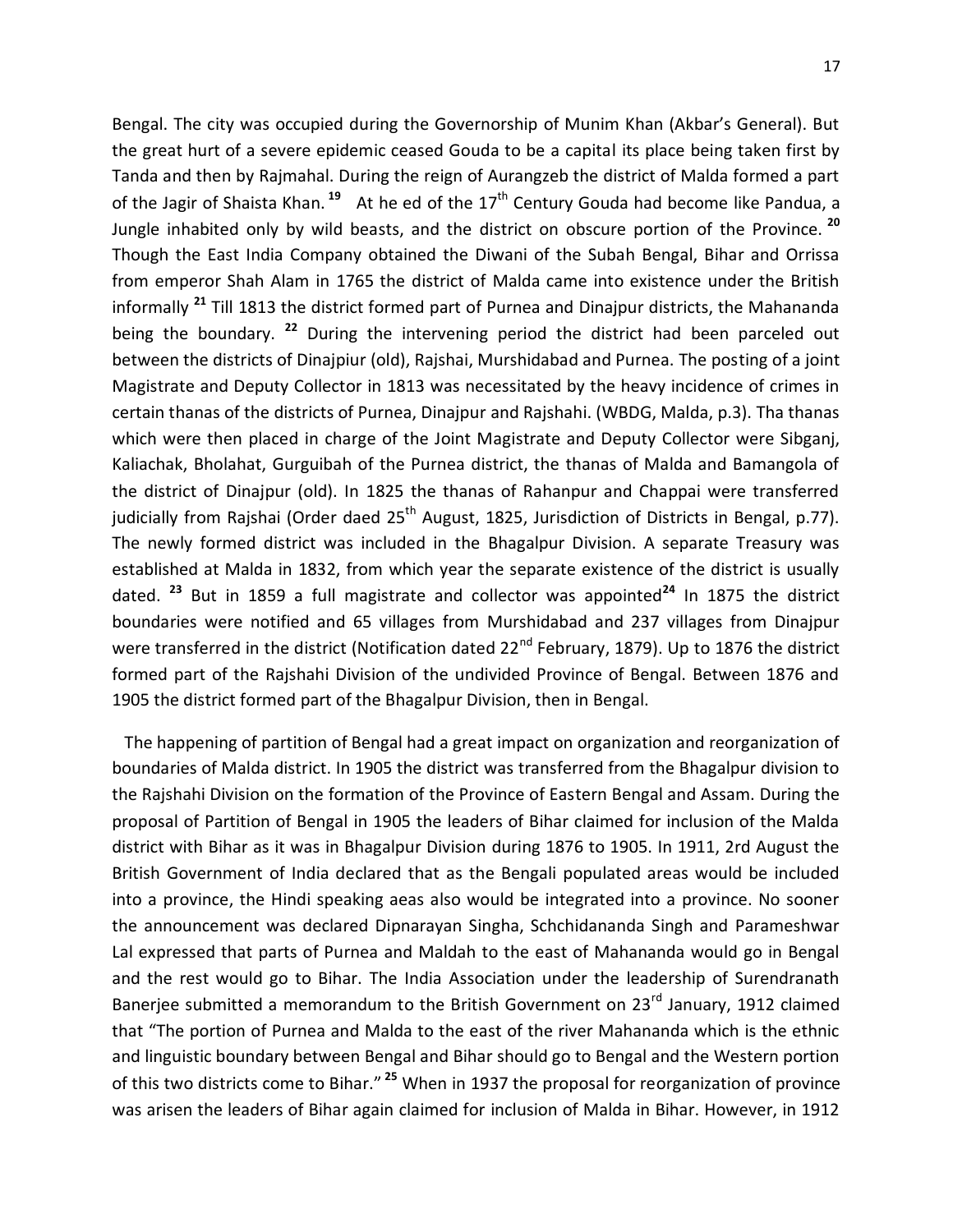Bengal. The city was occupied during the Governorship of Munim Khan (Akbar's General). But the great hurt of a severe epidemic ceased Gouda to be a capital its place being taken first by Tanda and then by Rajmahal. During the reign of Aurangzeb the district of Malda formed a part of the Jagir of Shaista Khan.[19] At he ed of the 17th Century Gouda had become like Pandua, a Jungle inhabited only by wild beasts, and the district on obscure portion of the Province.[20] Though the East India Company obtained the Diwani of the Subah Bengal, Bihar and Orrissa from emperor Shah Alam in 1765 the district of Malda came into existence under the British informally[21] Till 1813 the district formed part of Purnea and Dinajpur districts, the Mahananda being the boundary.[22] During the intervening period the district had been parceled out between the districts of Dinajpiur (old), Rajshai, Murshidabad and Purnea. The posting of a joint Magistrate and Deputy Collector in 1813 was necessitated by the heavy incidence of crimes in certain thanas of the districts of Purnea, Dinajpur and Rajshahi. (WBDG, Malda, p.3). Tha thanas which were then placed in charge of the Joint Magistrate and Deputy Collector were Sibganj, Kaliachak, Bholahat, Gurguibah of the Purnea district, the thanas of Malda and Bamangola of the district of Dinajpur (old). In 1825 the thanas of Rahanpur and Chappai were transferred judicially from Rajshai (Order daed 25th August, 1825, Jurisdiction of Districts in Bengal, p.77). The newly formed district was included in the Bhagalpur Division. A separate Treasury was established at Malda in 1832, from which year the separate existence of the district is usually dated.[23] But in 1859 a full magistrate and collector was appointed[24] In 1875 the district boundaries were notified and 65 villages from Murshidabad and 237 villages from Dinajpur were transferred in the district (Notification dated 22nd February, 1879). Up to 1876 the district formed part of the Rajshahi Division of the undivided Province of Bengal. Between 1876 and 1905 the district formed part of the Bhagalpur Division, then in Bengal.

The happening of partition of Bengal had a great impact on organization and reorganization of boundaries of Malda district. In 1905 the district was transferred from the Bhagalpur division to the Rajshahi Division on the formation of the Province of Eastern Bengal and Assam. During the proposal of Partition of Bengal in 1905 the leaders of Bihar claimed for inclusion of the Malda district with Bihar as it was in Bhagalpur Division during 1876 to 1905. In 1911, 2rd August the British Government of India declared that as the Bengali populated areas would be included into a province, the Hindi speaking aeas also would be integrated into a province. No sooner the announcement was declared Dipnarayan Singha, Schchidananda Singh and Parameshwar Lal expressed that parts of Purnea and Maldah to the east of Mahananda would go in Bengal and the rest would go to Bihar. The India Association under the leadership of Surendranath Banerjee submitted a memorandum to the British Government on 23rd January, 1912 claimed that "The portion of Purnea and Malda to the east of the river Mahananda which is the ethnic and linguistic boundary between Bengal and Bihar should go to Bengal and the Western portion of this two districts come to Bihar."[25] When in 1937 the proposal for reorganization of province was arisen the leaders of Bihar again claimed for inclusion of Malda in Bihar. However, in 1912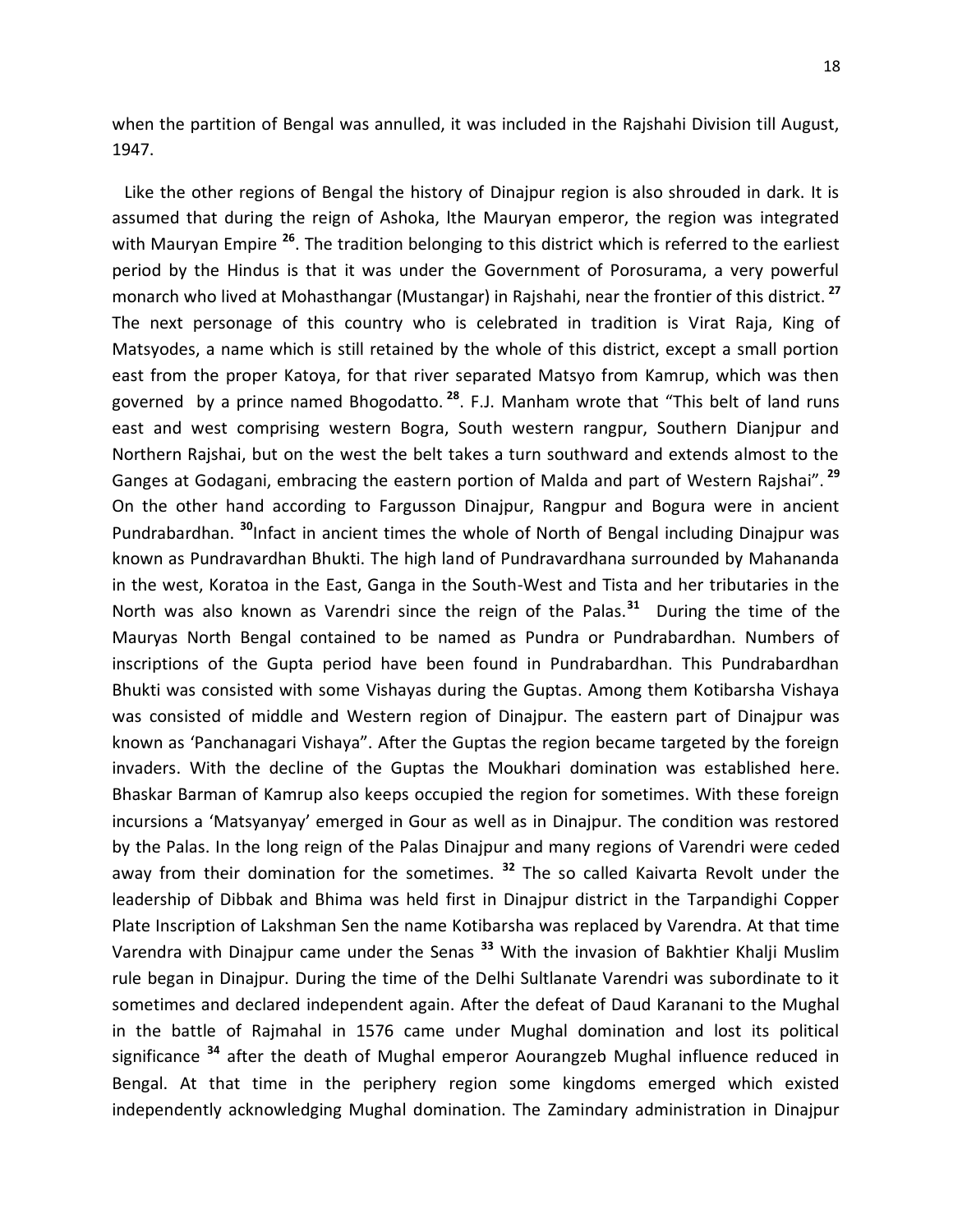when the partition of Bengal was annulled, it was included in the Rajshahi Division till August, 1947.

Like the other regions of Bengal the history of Dinajpur region is also shrouded in dark. It is assumed that during the reign of Ashoka, lthe Mauryan emperor, the region was integrated with Mauryan Empire [26]. The tradition belonging to this district which is referred to the earliest period by the Hindus is that it was under the Government of Porosurama, a very powerful monarch who lived at Mohasthangar (Mustangar) in Rajshahi, near the frontier of this district. [27] The next personage of this country who is celebrated in tradition is Virat Raja, King of Matsyodes, a name which is still retained by the whole of this district, except a small portion east from the proper Katoya, for that river separated Matsyo from Kamrup, which was then governed by a prince named Bhogodatto. [28]. F.J. Manham wrote that "This belt of land runs east and west comprising western Bogra, South western rangpur, Southern Dianjpur and Northern Rajshai, but on the west the belt takes a turn southward and extends almost to the Ganges at Godagani, embracing the eastern portion of Malda and part of Western Rajshai". [29] On the other hand according to Fargusson Dinajpur, Rangpur and Bogura were in ancient Pundrabardhan. [30]Infact in ancient times the whole of North of Bengal including Dinajpur was known as Pundravardhan Bhukti. The high land of Pundravardhana surrounded by Mahananda in the west, Koratoa in the East, Ganga in the South-West and Tista and her tributaries in the North was also known as Varendri since the reign of the Palas.[31] During the time of the Mauryas North Bengal contained to be named as Pundra or Pundrabardhan. Numbers of inscriptions of the Gupta period have been found in Pundrabardhan. This Pundrabardhan Bhukti was consisted with some Vishayas during the Guptas. Among them Kotibarsha Vishaya was consisted of middle and Western region of Dinajpur. The eastern part of Dinajpur was known as 'Panchanagari Vishaya". After the Guptas the region became targeted by the foreign invaders. With the decline of the Guptas the Moukhari domination was established here. Bhaskar Barman of Kamrup also keeps occupied the region for sometimes. With these foreign incursions a 'Matsyanyay' emerged in Gour as well as in Dinajpur. The condition was restored by the Palas. In the long reign of the Palas Dinajpur and many regions of Varendri were ceded away from their domination for the sometimes. [32] The so called Kaivarta Revolt under the leadership of Dibbak and Bhima was held first in Dinajpur district in the Tarpandighi Copper Plate Inscription of Lakshman Sen the name Kotibarsha was replaced by Varendra. At that time Varendra with Dinajpur came under the Senas [33] With the invasion of Bakhtier Khalji Muslim rule began in Dinajpur. During the time of the Delhi Sultlanate Varendri was subordinate to it sometimes and declared independent again. After the defeat of Daud Karanani to the Mughal in the battle of Rajmahal in 1576 came under Mughal domination and lost its political significance [34] after the death of Mughal emperor Aourangzeb Mughal influence reduced in Bengal. At that time in the periphery region some kingdoms emerged which existed independently acknowledging Mughal domination. The Zamindary administration in Dinajpur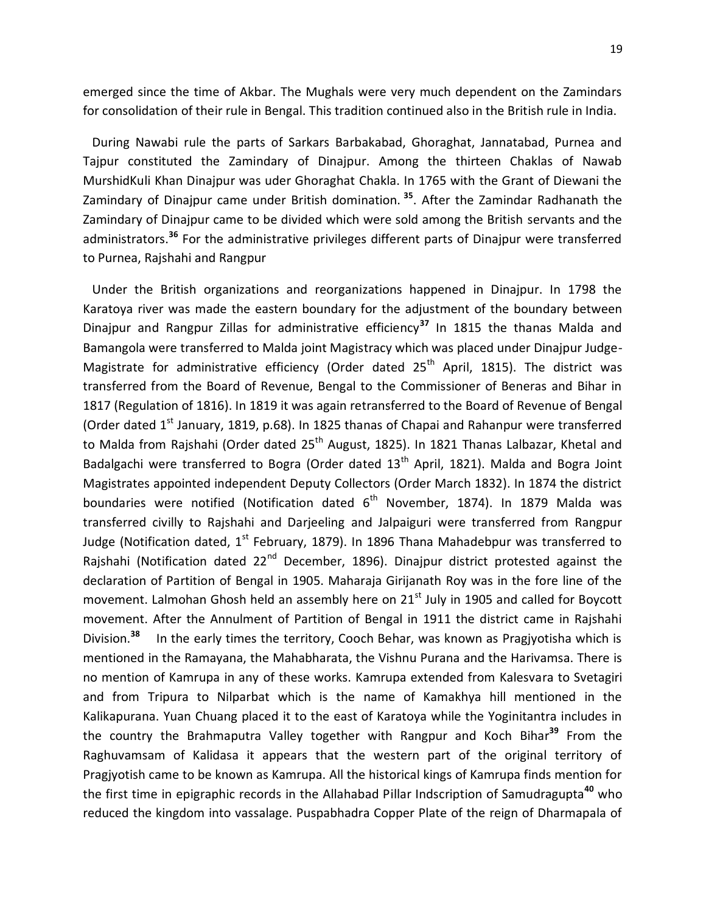emerged since the time of Akbar. The Mughals were very much dependent on the Zamindars for consolidation of their rule in Bengal. This tradition continued also in the British rule in India.

During Nawabi rule the parts of Sarkars Barbakabad, Ghoraghat, Jannatabad, Purnea and Tajpur constituted the Zamindary of Dinajpur. Among the thirteen Chaklas of Nawab MurshidKuli Khan Dinajpur was uder Ghoraghat Chakla. In 1765 with the Grant of Diewani the Zamindary of Dinajpur came under British domination. [35]. After the Zamindar Radhanath the Zamindary of Dinajpur came to be divided which were sold among the British servants and the administrators.[36] For the administrative privileges different parts of Dinajpur were transferred to Purnea, Rajshahi and Rangpur

Under the British organizations and reorganizations happened in Dinajpur. In 1798 the Karatoya river was made the eastern boundary for the adjustment of the boundary between Dinajpur and Rangpur Zillas for administrative efficiency[37] In 1815 the thanas Malda and Bamangola were transferred to Malda joint Magistracy which was placed under Dinajpur Judge-Magistrate for administrative efficiency (Order dated 25th April, 1815). The district was transferred from the Board of Revenue, Bengal to the Commissioner of Beneras and Bihar in 1817 (Regulation of 1816). In 1819 it was again retransferred to the Board of Revenue of Bengal (Order dated 1st January, 1819, p.68). In 1825 thanas of Chapai and Rahanpur were transferred to Malda from Rajshahi (Order dated 25th August, 1825). In 1821 Thanas Lalbazar, Khetal and Badalgachi were transferred to Bogra (Order dated 13th April, 1821). Malda and Bogra Joint Magistrates appointed independent Deputy Collectors (Order March 1832). In 1874 the district boundaries were notified (Notification dated 6th November, 1874). In 1879 Malda was transferred civilly to Rajshahi and Darjeeling and Jalpaiguri were transferred from Rangpur Judge (Notification dated, 1st February, 1879). In 1896 Thana Mahadebpur was transferred to Rajshahi (Notification dated 22nd December, 1896). Dinajpur district protested against the declaration of Partition of Bengal in 1905. Maharaja Girijanath Roy was in the fore line of the movement. Lalmohan Ghosh held an assembly here on 21st July in 1905 and called for Boycott movement. After the Annulment of Partition of Bengal in 1911 the district came in Rajshahi Division.[38] In the early times the territory, Cooch Behar, was known as Pragjyotisha which is mentioned in the Ramayana, the Mahabharata, the Vishnu Purana and the Harivamsa. There is no mention of Kamrupa in any of these works. Kamrupa extended from Kalesvara to Svetagiri and from Tripura to Nilparbat which is the name of Kamakhya hill mentioned in the Kalikapurana. Yuan Chuang placed it to the east of Karatoya while the Yoginitantra includes in the country the Brahmaputra Valley together with Rangpur and Koch Bihar[39] From the Raghuvamsam of Kalidasa it appears that the western part of the original territory of Pragjyotish came to be known as Kamrupa. All the historical kings of Kamrupa finds mention for the first time in epigraphic records in the Allahabad Pillar Indscription of Samudragupta[40] who reduced the kingdom into vassalage. Puspabhadra Copper Plate of the reign of Dharmapala of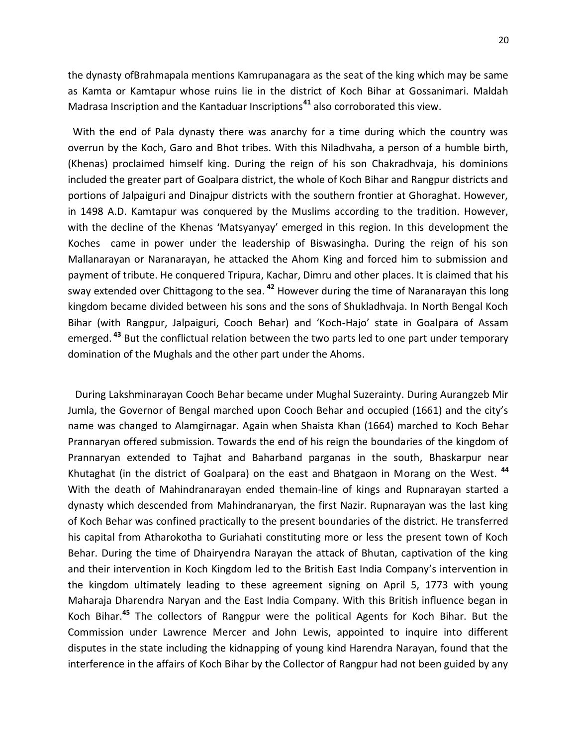the dynasty ofBrahmapala mentions Kamrupanagara as the seat of the king which may be same as Kamta or Kamtapur whose ruins lie in the district of Koch Bihar at Gossanimari. Maldah Madrasa Inscription and the Kantaduar Inscriptions[41] also corroborated this view.

With the end of Pala dynasty there was anarchy for a time during which the country was overrun by the Koch, Garo and Bhot tribes. With this Niladhvaha, a person of a humble birth, (Khenas) proclaimed himself king. During the reign of his son Chakradhvaja, his dominions included the greater part of Goalpara district, the whole of Koch Bihar and Rangpur districts and portions of Jalpaiguri and Dinajpur districts with the southern frontier at Ghoraghat. However, in 1498 A.D. Kamtapur was conquered by the Muslims according to the tradition. However, with the decline of the Khenas 'Matsyanyay' emerged in this region. In this development the Koches came in power under the leadership of Biswasingha. During the reign of his son Mallanarayan or Naranarayan, he attacked the Ahom King and forced him to submission and payment of tribute. He conquered Tripura, Kachar, Dimru and other places. It is claimed that his sway extended over Chittagong to the sea. [42] However during the time of Naranarayan this long kingdom became divided between his sons and the sons of Shukladhvaja. In North Bengal Koch Bihar (with Rangpur, Jalpaiguri, Cooch Behar) and 'Koch-Hajo' state in Goalpara of Assam emerged. [43] But the conflictual relation between the two parts led to one part under temporary domination of the Mughals and the other part under the Ahoms.

During Lakshminarayan Cooch Behar became under Mughal Suzerainty. During Aurangzeb Mir Jumla, the Governor of Bengal marched upon Cooch Behar and occupied (1661) and the city's name was changed to Alamgirnagar. Again when Shaista Khan (1664) marched to Koch Behar Prannaryan offered submission. Towards the end of his reign the boundaries of the kingdom of Prannaryan extended to Tajhat and Baharband parganas in the south, Bhaskarpur near Khutaghat (in the district of Goalpara) on the east and Bhatgaon in Morang on the West. [44] With the death of Mahindranarayan ended themain-line of kings and Rupnarayan started a dynasty which descended from Mahindranaryan, the first Nazir. Rupnarayan was the last king of Koch Behar was confined practically to the present boundaries of the district. He transferred his capital from Atharokotha to Guriahati constituting more or less the present town of Koch Behar. During the time of Dhairyendra Narayan the attack of Bhutan, captivation of the king and their intervention in Koch Kingdom led to the British East India Company's intervention in the kingdom ultimately leading to these agreement signing on April 5, 1773 with young Maharaja Dharendra Naryan and the East India Company. With this British influence began in Koch Bihar.[45] The collectors of Rangpur were the political Agents for Koch Bihar. But the Commission under Lawrence Mercer and John Lewis, appointed to inquire into different disputes in the state including the kidnapping of young kind Harendra Narayan, found that the interference in the affairs of Koch Bihar by the Collector of Rangpur had not been guided by any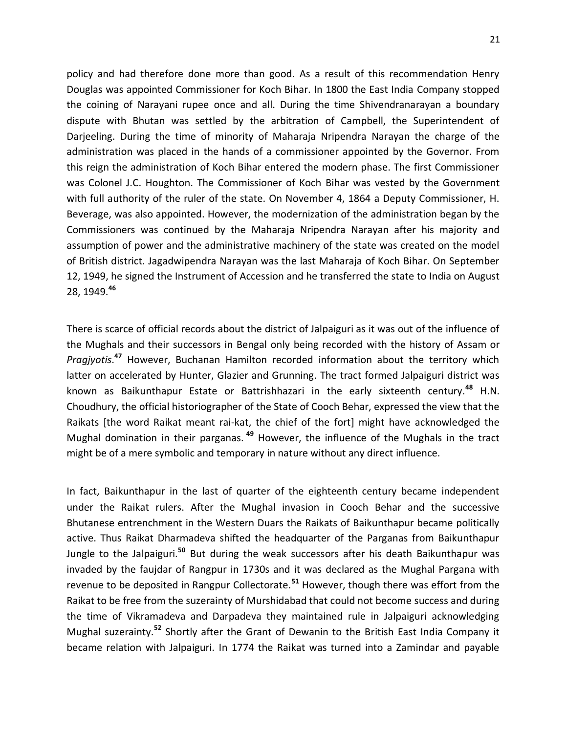policy and had therefore done more than good. As a result of this recommendation Henry Douglas was appointed Commissioner for Koch Bihar. In 1800 the East India Company stopped the coining of Narayani rupee once and all. During the time Shivendranarayan a boundary dispute with Bhutan was settled by the arbitration of Campbell, the Superintendent of Darjeeling. During the time of minority of Maharaja Nripendra Narayan the charge of the administration was placed in the hands of a commissioner appointed by the Governor. From this reign the administration of Koch Bihar entered the modern phase. The first Commissioner was Colonel J.C. Houghton. The Commissioner of Koch Bihar was vested by the Government with full authority of the ruler of the state. On November 4, 1864 a Deputy Commissioner, H. Beverage, was also appointed. However, the modernization of the administration began by the Commissioners was continued by the Maharaja Nripendra Narayan after his majority and assumption of power and the administrative machinery of the state was created on the model of British district. Jagadwipendra Narayan was the last Maharaja of Koch Bihar. On September 12, 1949, he signed the Instrument of Accession and he transferred the state to India on August 28, 1949.[46]

There is scarce of official records about the district of Jalpaiguri as it was out of the influence of the Mughals and their successors in Bengal only being recorded with the history of Assam or *Pragjyotis*.[47] However, Buchanan Hamilton recorded information about the territory which latter on accelerated by Hunter, Glazier and Grunning. The tract formed Jalpaiguri district was known as Baikunthapur Estate or Battrishhazari in the early sixteenth century.[48] H.N. Choudhury, the official historiographer of the State of Cooch Behar, expressed the view that the Raikats [the word Raikat meant rai-kat, the chief of the fort] might have acknowledged the Mughal domination in their parganas.[49] However, the influence of the Mughals in the tract might be of a mere symbolic and temporary in nature without any direct influence.

In fact, Baikunthapur in the last of quarter of the eighteenth century became independent under the Raikat rulers. After the Mughal invasion in Cooch Behar and the successive Bhutanese entrenchment in the Western Duars the Raikats of Baikunthapur became politically active. Thus Raikat Dharmadeva shifted the headquarter of the Parganas from Baikunthapur Jungle to the Jalpaiguri.[50] But during the weak successors after his death Baikunthapur was invaded by the faujdar of Rangpur in 1730s and it was declared as the Mughal Pargana with revenue to be deposited in Rangpur Collectorate.[51] However, though there was effort from the Raikat to be free from the suzerainty of Murshidabad that could not become success and during the time of Vikramadeva and Darpadeva they maintained rule in Jalpaiguri acknowledging Mughal suzerainty.[52] Shortly after the Grant of Dewanin to the British East India Company it became relation with Jalpaiguri. In 1774 the Raikat was turned into a Zamindar and payable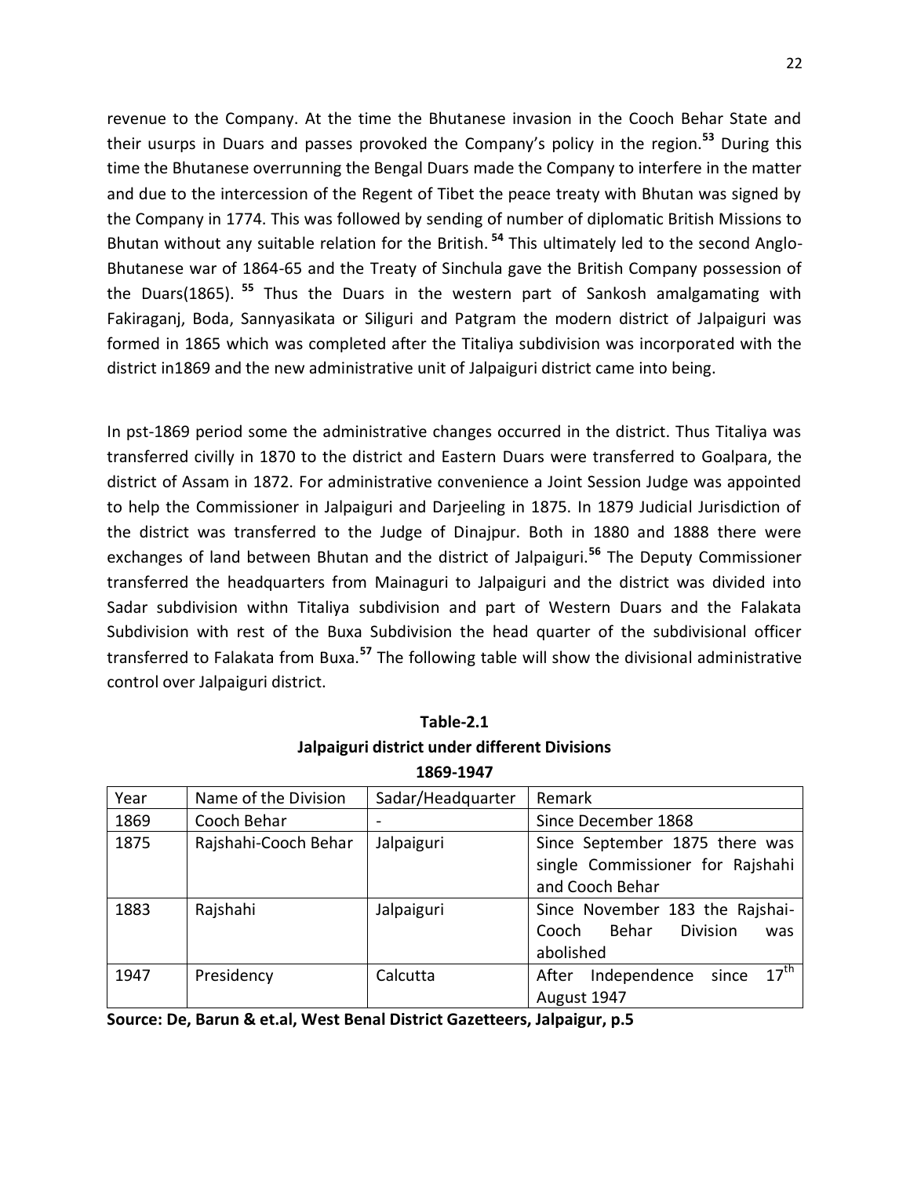revenue to the Company. At the time the Bhutanese invasion in the Cooch Behar State and their usurps in Duars and passes provoked the Company's policy in the region.[53] During this time the Bhutanese overrunning the Bengal Duars made the Company to interfere in the matter and due to the intercession of the Regent of Tibet the peace treaty with Bhutan was signed by the Company in 1774. This was followed by sending of number of diplomatic British Missions to Bhutan without any suitable relation for the British. [54] This ultimately led to the second Anglo-Bhutanese war of 1864-65 and the Treaty of Sinchula gave the British Company possession of the Duars(1865). [55] Thus the Duars in the western part of Sankosh amalgamating with Fakiraganj, Boda, Sannyasikata or Siliguri and Patgram the modern district of Jalpaiguri was formed in 1865 which was completed after the Titaliya subdivision was incorporated with the district in1869 and the new administrative unit of Jalpaiguri district came into being.

In pst-1869 period some the administrative changes occurred in the district. Thus Titaliya was transferred civilly in 1870 to the district and Eastern Duars were transferred to Goalpara, the district of Assam in 1872. For administrative convenience a Joint Session Judge was appointed to help the Commissioner in Jalpaiguri and Darjeeling in 1875. In 1879 Judicial Jurisdiction of the district was transferred to the Judge of Dinajpur. Both in 1880 and 1888 there were exchanges of land between Bhutan and the district of Jalpaiguri.[56] The Deputy Commissioner transferred the headquarters from Mainaguri to Jalpaiguri and the district was divided into Sadar subdivision withn Titaliya subdivision and part of Western Duars and the Falakata Subdivision with rest of the Buxa Subdivision the head quarter of the subdivisional officer transferred to Falakata from Buxa.[57] The following table will show the divisional administrative control over Jalpaiguri district.

**Table-2.1**
**Jalpaiguri district under different Divisions**
**1869-1947**

| Year | Name of the Division | Sadar/Headquarter | Remark |
|---|---|---|---|
| 1869 | Cooch Behar | - | Since December 1868 |
| 1875 | Rajshahi-Cooch Behar | Jalpaiguri | Since September 1875 there was single Commissioner for Rajshahi and Cooch Behar |
| 1883 | Rajshahi | Jalpaiguri | Since November 183 the Rajshai-Cooch Behar Division was abolished |
| 1947 | Presidency | Calcutta | After Independence since 17th August 1947 |

**Source: De, Barun & et.al, West Benal District Gazetteers, Jalpaigur, p.5**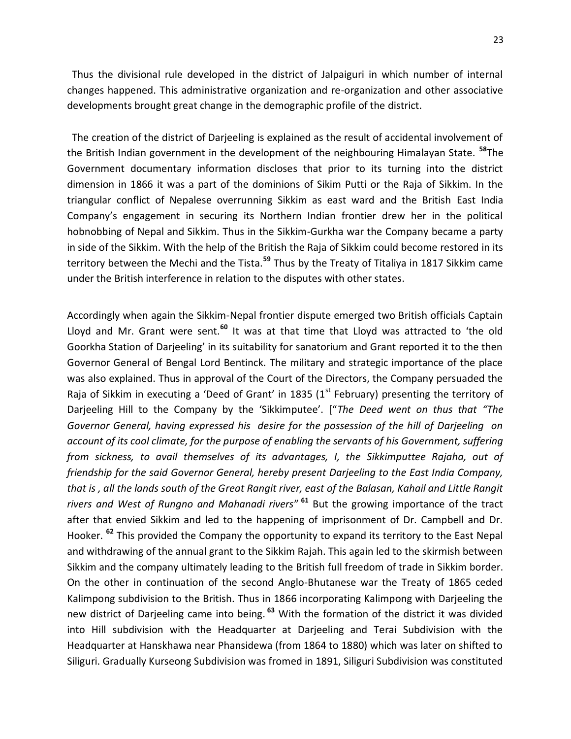Thus the divisional rule developed in the district of Jalpaiguri in which number of internal changes happened. This administrative organization and re-organization and other associative developments brought great change in the demographic profile of the district.

The creation of the district of Darjeeling is explained as the result of accidental involvement of the British Indian government in the development of the neighbouring Himalayan State. [58]The Government documentary information discloses that prior to its turning into the district dimension in 1866 it was a part of the dominions of Sikim Putti or the Raja of Sikkim. In the triangular conflict of Nepalese overrunning Sikkim as east ward and the British East India Company's engagement in securing its Northern Indian frontier drew her in the political hobnobbing of Nepal and Sikkim. Thus in the Sikkim-Gurkha war the Company became a party in side of the Sikkim. With the help of the British the Raja of Sikkim could become restored in its territory between the Mechi and the Tista.[59] Thus by the Treaty of Titaliya in 1817 Sikkim came under the British interference in relation to the disputes with other states.

Accordingly when again the Sikkim-Nepal frontier dispute emerged two British officials Captain Lloyd and Mr. Grant were sent.[60] It was at that time that Lloyd was attracted to 'the old Goorkha Station of Darjeeling' in its suitability for sanatorium and Grant reported it to the then Governor General of Bengal Lord Bentinck. The military and strategic importance of the place was also explained. Thus in approval of the Court of the Directors, the Company persuaded the Raja of Sikkim in executing a 'Deed of Grant' in 1835 (1st February) presenting the territory of Darjeeling Hill to the Company by the 'Sikkimputee'. ["*The Deed went on thus that "The Governor General, having expressed his desire for the possession of the hill of Darjeeling on account of its cool climate, for the purpose of enabling the servants of his Government, suffering from sickness, to avail themselves of its advantages, I, the Sikkimputtee Rajaha, out of friendship for the said Governor General, hereby present Darjeeling to the East India Company, that is , all the lands south of the Great Rangit river, east of the Balasan, Kahail and Little Rangit rivers and West of Rungno and Mahanadi rivers*" [61] But the growing importance of the tract after that envied Sikkim and led to the happening of imprisonment of Dr. Campbell and Dr. Hooker. [62] This provided the Company the opportunity to expand its territory to the East Nepal and withdrawing of the annual grant to the Sikkim Rajah. This again led to the skirmish between Sikkim and the company ultimately leading to the British full freedom of trade in Sikkim border. On the other in continuation of the second Anglo-Bhutanese war the Treaty of 1865 ceded Kalimpong subdivision to the British. Thus in 1866 incorporating Kalimpong with Darjeeling the new district of Darjeeling came into being. [63] With the formation of the district it was divided into Hill subdivision with the Headquarter at Darjeeling and Terai Subdivision with the Headquarter at Hanskhawa near Phansidewa (from 1864 to 1880) which was later on shifted to Siliguri. Gradually Kurseong Subdivision was fromed in 1891, Siliguri Subdivision was constituted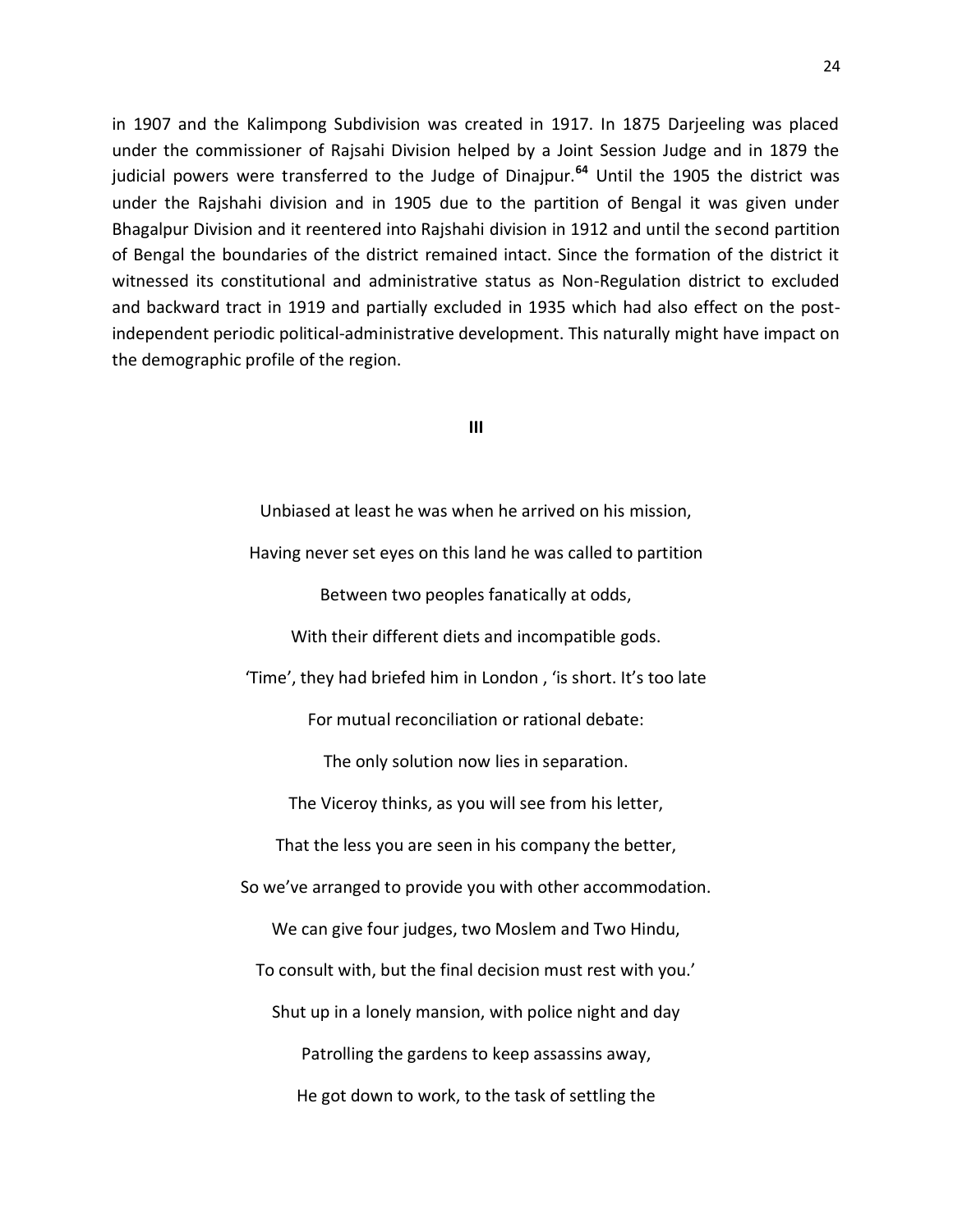in 1907 and the Kalimpong Subdivision was created in 1917. In 1875 Darjeeling was placed under the commissioner of Rajsahi Division helped by a Joint Session Judge and in 1879 the judicial powers were transferred to the Judge of Dinajpur.[64] Until the 1905 the district was under the Rajshahi division and in 1905 due to the partition of Bengal it was given under Bhagalpur Division and it reentered into Rajshahi division in 1912 and until the second partition of Bengal the boundaries of the district remained intact. Since the formation of the district it witnessed its constitutional and administrative status as Non-Regulation district to excluded and backward tract in 1919 and partially excluded in 1935 which had also effect on the post-independent periodic political-administrative development. This naturally might have impact on the demographic profile of the region.

## III

Unbiased at least he was when he arrived on his mission,

Having never set eyes on this land he was called to partition

Between two peoples fanatically at odds,

With their different diets and incompatible gods.

'Time', they had briefed him in London , 'is short. It's too late

For mutual reconciliation or rational debate:

The only solution now lies in separation.

The Viceroy thinks, as you will see from his letter,

That the less you are seen in his company the better,

So we've arranged to provide you with other accommodation.

We can give four judges, two Moslem and Two Hindu,

To consult with, but the final decision must rest with you.'

Shut up in a lonely mansion, with police night and day

Patrolling the gardens to keep assassins away,

He got down to work, to the task of settling the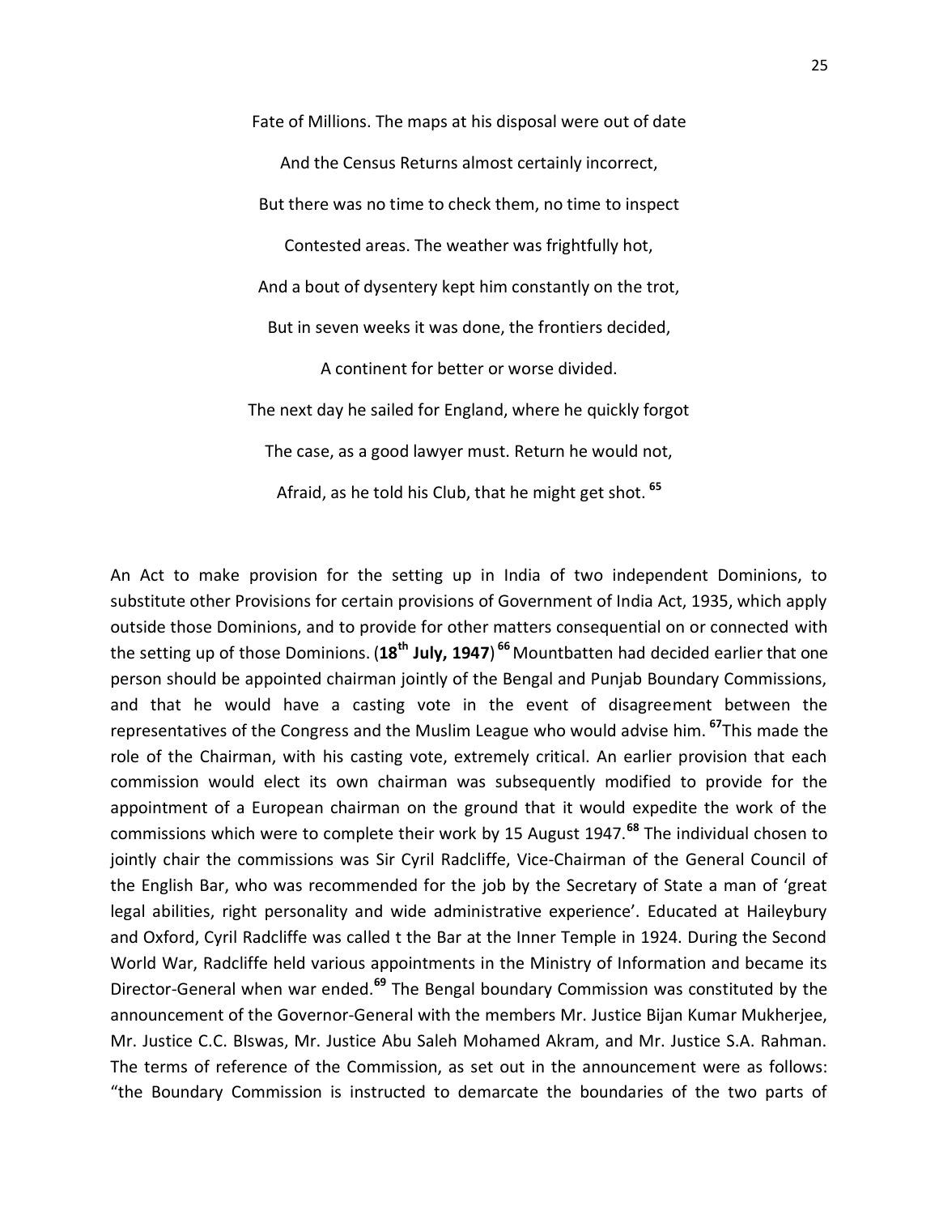Fate of Millions. The maps at his disposal were out of date

And the Census Returns almost certainly incorrect,

But there was no time to check them, no time to inspect

Contested areas. The weather was frightfully hot,

And a bout of dysentery kept him constantly on the trot,

But in seven weeks it was done, the frontiers decided,

A continent for better or worse divided.

The next day he sailed for England, where he quickly forgot

The case, as a good lawyer must. Return he would not,

Afraid, as he told his Club, that he might get shot. [65]

An Act to make provision for the setting up in India of two independent Dominions, to substitute other Provisions for certain provisions of Government of India Act, 1935, which apply outside those Dominions, and to provide for other matters consequential on or connected with the setting up of those Dominions. (**18th July, 1947**) [66] Mountbatten had decided earlier that one person should be appointed chairman jointly of the Bengal and Punjab Boundary Commissions, and that he would have a casting vote in the event of disagreement between the representatives of the Congress and the Muslim League who would advise him. [67] This made the role of the Chairman, with his casting vote, extremely critical. An earlier provision that each commission would elect its own chairman was subsequently modified to provide for the appointment of a European chairman on the ground that it would expedite the work of the commissions which were to complete their work by 15 August 1947.[68] The individual chosen to jointly chair the commissions was Sir Cyril Radcliffe, Vice-Chairman of the General Council of the English Bar, who was recommended for the job by the Secretary of State a man of 'great legal abilities, right personality and wide administrative experience'. Educated at Haileybury and Oxford, Cyril Radcliffe was called t the Bar at the Inner Temple in 1924. During the Second World War, Radcliffe held various appointments in the Ministry of Information and became its Director-General when war ended.[69] The Bengal boundary Commission was constituted by the announcement of the Governor-General with the members Mr. Justice Bijan Kumar Mukherjee, Mr. Justice C.C. BIswas, Mr. Justice Abu Saleh Mohamed Akram, and Mr. Justice S.A. Rahman. The terms of reference of the Commission, as set out in the announcement were as follows: "the Boundary Commission is instructed to demarcate the boundaries of the two parts of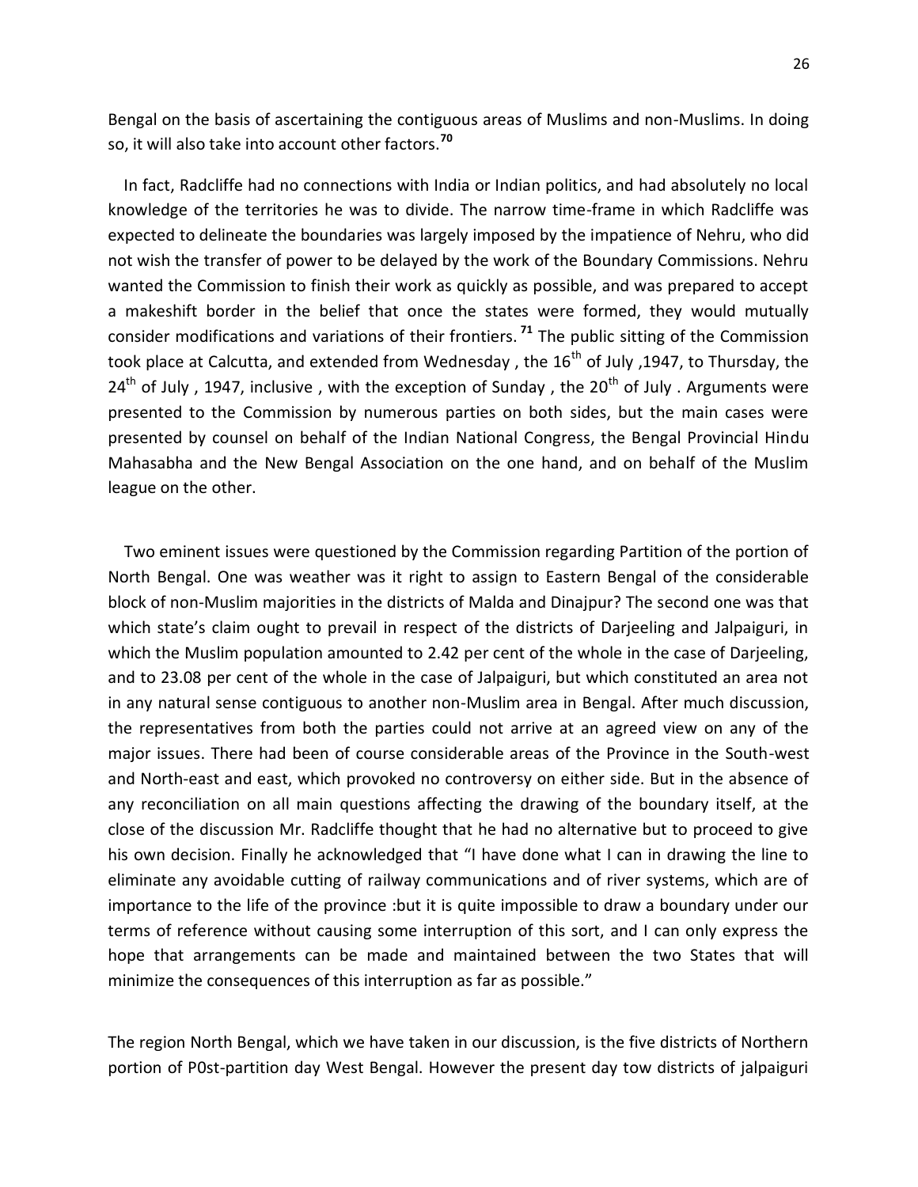Bengal on the basis of ascertaining the contiguous areas of Muslims and non-Muslims. In doing so, it will also take into account other factors.[70]

In fact, Radcliffe had no connections with India or Indian politics, and had absolutely no local knowledge of the territories he was to divide. The narrow time-frame in which Radcliffe was expected to delineate the boundaries was largely imposed by the impatience of Nehru, who did not wish the transfer of power to be delayed by the work of the Boundary Commissions. Nehru wanted the Commission to finish their work as quickly as possible, and was prepared to accept a makeshift border in the belief that once the states were formed, they would mutually consider modifications and variations of their frontiers.[71] The public sitting of the Commission took place at Calcutta, and extended from Wednesday , the 16th of July ,1947, to Thursday, the 24th of July , 1947, inclusive , with the exception of Sunday , the 20th of July . Arguments were presented to the Commission by numerous parties on both sides, but the main cases were presented by counsel on behalf of the Indian National Congress, the Bengal Provincial Hindu Mahasabha and the New Bengal Association on the one hand, and on behalf of the Muslim league on the other.

Two eminent issues were questioned by the Commission regarding Partition of the portion of North Bengal. One was weather was it right to assign to Eastern Bengal of the considerable block of non-Muslim majorities in the districts of Malda and Dinajpur? The second one was that which state's claim ought to prevail in respect of the districts of Darjeeling and Jalpaiguri, in which the Muslim population amounted to 2.42 per cent of the whole in the case of Darjeeling, and to 23.08 per cent of the whole in the case of Jalpaiguri, but which constituted an area not in any natural sense contiguous to another non-Muslim area in Bengal. After much discussion, the representatives from both the parties could not arrive at an agreed view on any of the major issues. There had been of course considerable areas of the Province in the South-west and North-east and east, which provoked no controversy on either side. But in the absence of any reconciliation on all main questions affecting the drawing of the boundary itself, at the close of the discussion Mr. Radcliffe thought that he had no alternative but to proceed to give his own decision. Finally he acknowledged that "I have done what I can in drawing the line to eliminate any avoidable cutting of railway communications and of river systems, which are of importance to the life of the province :but it is quite impossible to draw a boundary under our terms of reference without causing some interruption of this sort, and I can only express the hope that arrangements can be made and maintained between the two States that will minimize the consequences of this interruption as far as possible."

The region North Bengal, which we have taken in our discussion, is the five districts of Northern portion of P0st-partition day West Bengal. However the present day tow districts of jalpaiguri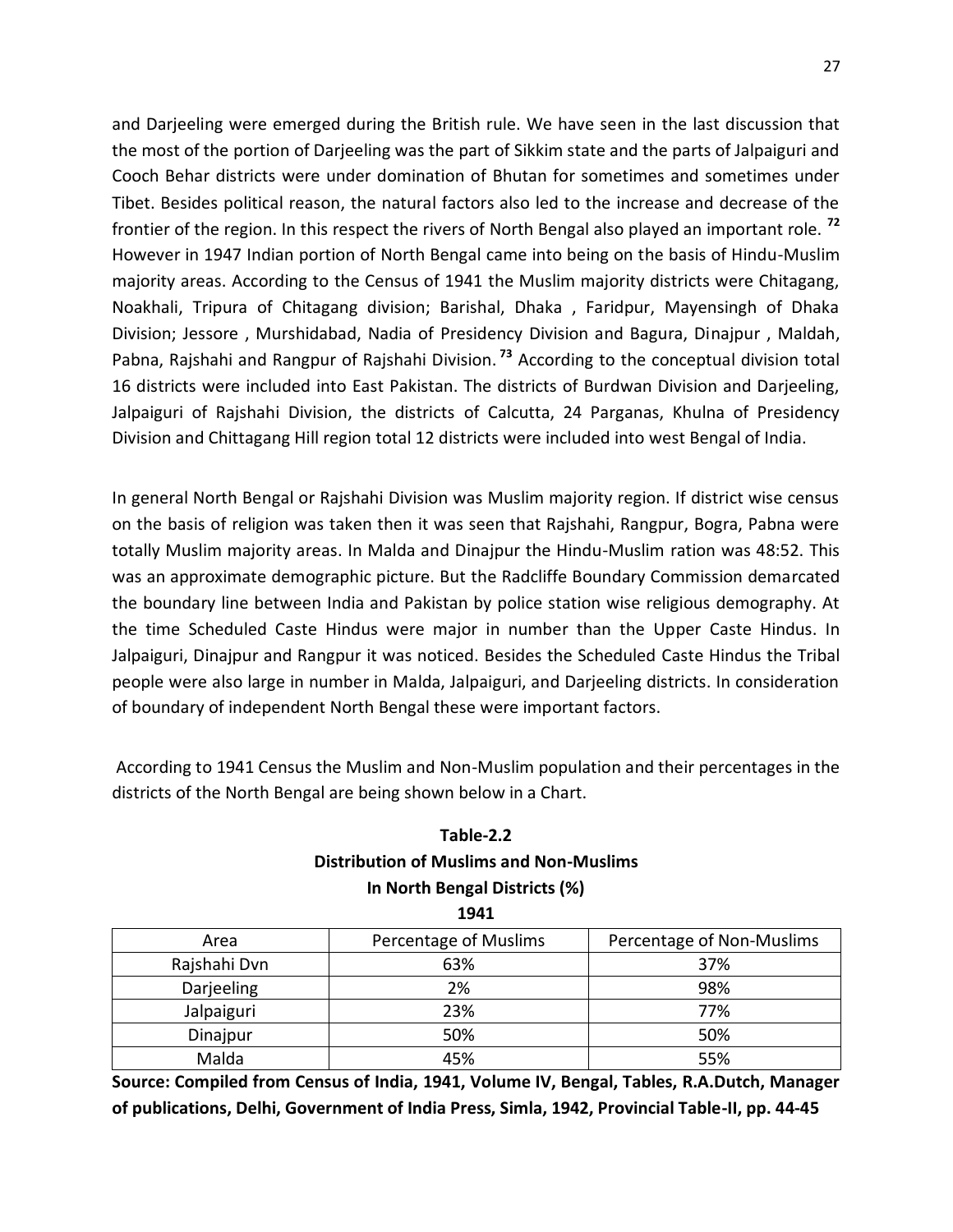and Darjeeling were emerged during the British rule. We have seen in the last discussion that the most of the portion of Darjeeling was the part of Sikkim state and the parts of Jalpaiguri and Cooch Behar districts were under domination of Bhutan for sometimes and sometimes under Tibet. Besides political reason, the natural factors also led to the increase and decrease of the frontier of the region. In this respect the rivers of North Bengal also played an important role. [72] However in 1947 Indian portion of North Bengal came into being on the basis of Hindu-Muslim majority areas. According to the Census of 1941 the Muslim majority districts were Chitagang, Noakhali, Tripura of Chitagang division; Barishal, Dhaka , Faridpur, Mayensingh of Dhaka Division; Jessore , Murshidabad, Nadia of Presidency Division and Bagura, Dinajpur , Maldah, Pabna, Rajshahi and Rangpur of Rajshahi Division. [73] According to the conceptual division total 16 districts were included into East Pakistan. The districts of Burdwan Division and Darjeeling, Jalpaiguri of Rajshahi Division, the districts of Calcutta, 24 Parganas, Khulna of Presidency Division and Chittagang Hill region total 12 districts were included into west Bengal of India.

In general North Bengal or Rajshahi Division was Muslim majority region. If district wise census on the basis of religion was taken then it was seen that Rajshahi, Rangpur, Bogra, Pabna were totally Muslim majority areas. In Malda and Dinajpur the Hindu-Muslim ration was 48:52. This was an approximate demographic picture. But the Radcliffe Boundary Commission demarcated the boundary line between India and Pakistan by police station wise religious demography. At the time Scheduled Caste Hindus were major in number than the Upper Caste Hindus. In Jalpaiguri, Dinajpur and Rangpur it was noticed. Besides the Scheduled Caste Hindus the Tribal people were also large in number in Malda, Jalpaiguri, and Darjeeling districts. In consideration of boundary of independent North Bengal these were important factors.

According to 1941 Census the Muslim and Non-Muslim population and their percentages in the districts of the North Bengal are being shown below in a Chart.

**Table-2.2**
**Distribution of Muslims and Non-Muslims**
**In North Bengal Districts (%)**
**1941**

| Area | Percentage of Muslims | Percentage of Non-Muslims |
|---|---|---|
| Rajshahi Dvn | 63% | 37% |
| Darjeeling | 2% | 98% |
| Jalpaiguri | 23% | 77% |
| Dinajpur | 50% | 50% |
| Malda | 45% | 55% |

**Source: Compiled from Census of India, 1941, Volume IV, Bengal, Tables, R.A.Dutch, Manager of publications, Delhi, Government of India Press, Simla, 1942, Provincial Table-II, pp. 44-45**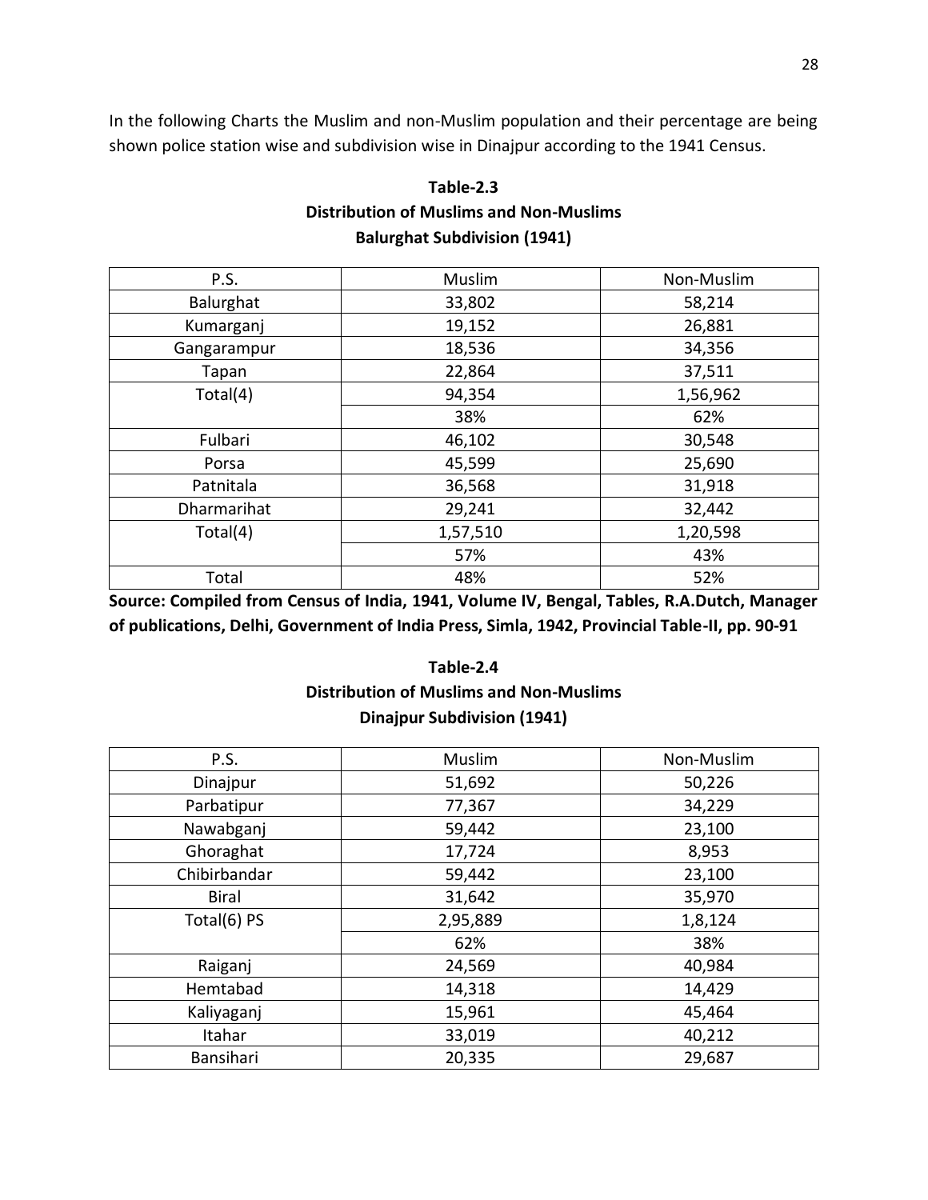In the following Charts the Muslim and non-Muslim population and their percentage are being shown police station wise and subdivision wise in Dinajpur according to the 1941 Census.

**Table-2.3**
**Distribution of Muslims and Non-Muslims**
**Balurghat Subdivision (1941)**

| P.S. | Muslim | Non-Muslim |
|---|---|---|
| Balurghat | 33,802 | 58,214 |
| Kumarganj | 19,152 | 26,881 |
| Gangarampur | 18,536 | 34,356 |
| Tapan | 22,864 | 37,511 |
| Total(4) | 94,354 | 1,56,962 |
| | 38% | 62% |
| Fulbari | 46,102 | 30,548 |
| Porsa | 45,599 | 25,690 |
| Patnitala | 36,568 | 31,918 |
| Dharmarihat | 29,241 | 32,442 |
| Total(4) | 1,57,510 | 1,20,598 |
| | 57% | 43% |
| Total | 48% | 52% |

**Source: Compiled from Census of India, 1941, Volume IV, Bengal, Tables, R.A.Dutch, Manager of publications, Delhi, Government of India Press, Simla, 1942, Provincial Table-II, pp. 90-91**

**Table-2.4**
**Distribution of Muslims and Non-Muslims**
**Dinajpur Subdivision (1941)**

| P.S. | Muslim | Non-Muslim |
|---|---|---|
| Dinajpur | 51,692 | 50,226 |
| Parbatipur | 77,367 | 34,229 |
| Nawabganj | 59,442 | 23,100 |
| Ghoraghat | 17,724 | 8,953 |
| Chibirbandar | 59,442 | 23,100 |
| Biral | 31,642 | 35,970 |
| Total(6) PS | 2,95,889 | 1,8,124 |
| | 62% | 38% |
| Raiganj | 24,569 | 40,984 |
| Hemtabad | 14,318 | 14,429 |
| Kaliyaganj | 15,961 | 45,464 |
| Itahar | 33,019 | 40,212 |
| Bansihari | 20,335 | 29,687 |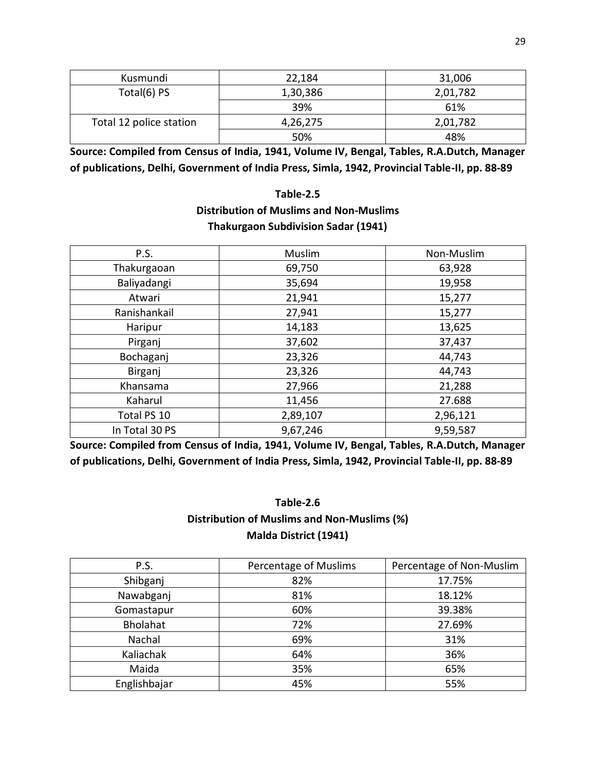| | | |
|---|---|---|
| Kusmundi | 22,184 | 31,006 |
| Total(6) PS | 1,30,386 | 2,01,782 |
| | 39% | 61% |
| Total 12 police station | 4,26,275 | 2,01,782 |
| | 50% | 48% |

**Source: Compiled from Census of India, 1941, Volume IV, Bengal, Tables, R.A.Dutch, Manager of publications, Delhi, Government of India Press, Simla, 1942, Provincial Table-II, pp. 88-89**

**Table-2.5**
**Distribution of Muslims and Non-Muslims**
**Thakurgaon Subdivision Sadar (1941)**

| P.S. | Muslim | Non-Muslim |
|---|---|---|
| Thakurgaoan | 69,750 | 63,928 |
| Baliyadangi | 35,694 | 19,958 |
| Atwari | 21,941 | 15,277 |
| Ranishankail | 27,941 | 15,277 |
| Haripur | 14,183 | 13,625 |
| Pirganj | 37,602 | 37,437 |
| Bochaganj | 23,326 | 44,743 |
| Birganj | 23,326 | 44,743 |
| Khansama | 27,966 | 21,288 |
| Kaharul | 11,456 | 27.688 |
| Total PS 10 | 2,89,107 | 2,96,121 |
| In Total 30 PS | 9,67,246 | 9,59,587 |

**Source: Compiled from Census of India, 1941, Volume IV, Bengal, Tables, R.A.Dutch, Manager of publications, Delhi, Government of India Press, Simla, 1942, Provincial Table-II, pp. 88-89**

**Table-2.6**
**Distribution of Muslims and Non-Muslims (%)**
**Malda District (1941)**

| P.S. | Percentage of Muslims | Percentage of Non-Muslim |
|---|---|---|
| Shibganj | 82% | 17.75% |
| Nawabganj | 81% | 18.12% |
| Gomastapur | 60% | 39.38% |
| Bholahat | 72% | 27.69% |
| Nachal | 69% | 31% |
| Kaliachak | 64% | 36% |
| Maida | 35% | 65% |
| Englishbajar | 45% | 55% |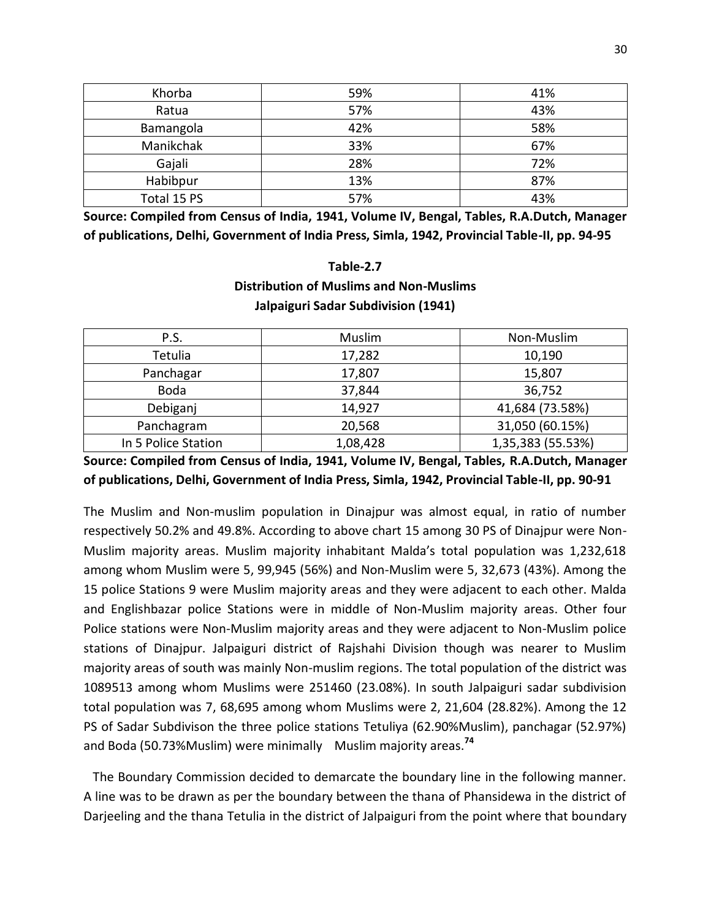| | | |
|---|---|---|
| Khorba | 59% | 41% |
| Ratua | 57% | 43% |
| Bamangola | 42% | 58% |
| Manikchak | 33% | 67% |
| Gajali | 28% | 72% |
| Habibpur | 13% | 87% |
| Total 15 PS | 57% | 43% |

**Source: Compiled from Census of India, 1941, Volume IV, Bengal, Tables, R.A.Dutch, Manager of publications, Delhi, Government of India Press, Simla, 1942, Provincial Table-II, pp. 94-95**

**Table-2.7**
**Distribution of Muslims and Non-Muslims**
**Jalpaiguri Sadar Subdivision (1941)**

| P.S. | Muslim | Non-Muslim |
|---|---|---|
| Tetulia | 17,282 | 10,190 |
| Panchagar | 17,807 | 15,807 |
| Boda | 37,844 | 36,752 |
| Debiganj | 14,927 | 41,684 (73.58%) |
| Panchagram | 20,568 | 31,050 (60.15%) |
| In 5 Police Station | 1,08,428 | 1,35,383 (55.53%) |

**Source: Compiled from Census of India, 1941, Volume IV, Bengal, Tables, R.A.Dutch, Manager of publications, Delhi, Government of India Press, Simla, 1942, Provincial Table-II, pp. 90-91**

The Muslim and Non-muslim population in Dinajpur was almost equal, in ratio of number respectively 50.2% and 49.8%. According to above chart 15 among 30 PS of Dinajpur were Non-Muslim majority areas. Muslim majority inhabitant Malda's total population was 1,232,618 among whom Muslim were 5, 99,945 (56%) and Non-Muslim were 5, 32,673 (43%). Among the 15 police Stations 9 were Muslim majority areas and they were adjacent to each other. Malda and Englishbazar police Stations were in middle of Non-Muslim majority areas. Other four Police stations were Non-Muslim majority areas and they were adjacent to Non-Muslim police stations of Dinajpur. Jalpaiguri district of Rajshahi Division though was nearer to Muslim majority areas of south was mainly Non-muslim regions. The total population of the district was 1089513 among whom Muslims were 251460 (23.08%). In south Jalpaiguri sadar subdivision total population was 7, 68,695 among whom Muslims were 2, 21,604 (28.82%). Among the 12 PS of Sadar Subdivison the three police stations Tetuliya (62.90%Muslim), panchagar (52.97%) and Boda (50.73%Muslim) were minimally Muslim majority areas.[74]

The Boundary Commission decided to demarcate the boundary line in the following manner. A line was to be drawn as per the boundary between the thana of Phansidewa in the district of Darjeeling and the thana Tetulia in the district of Jalpaiguri from the point where that boundary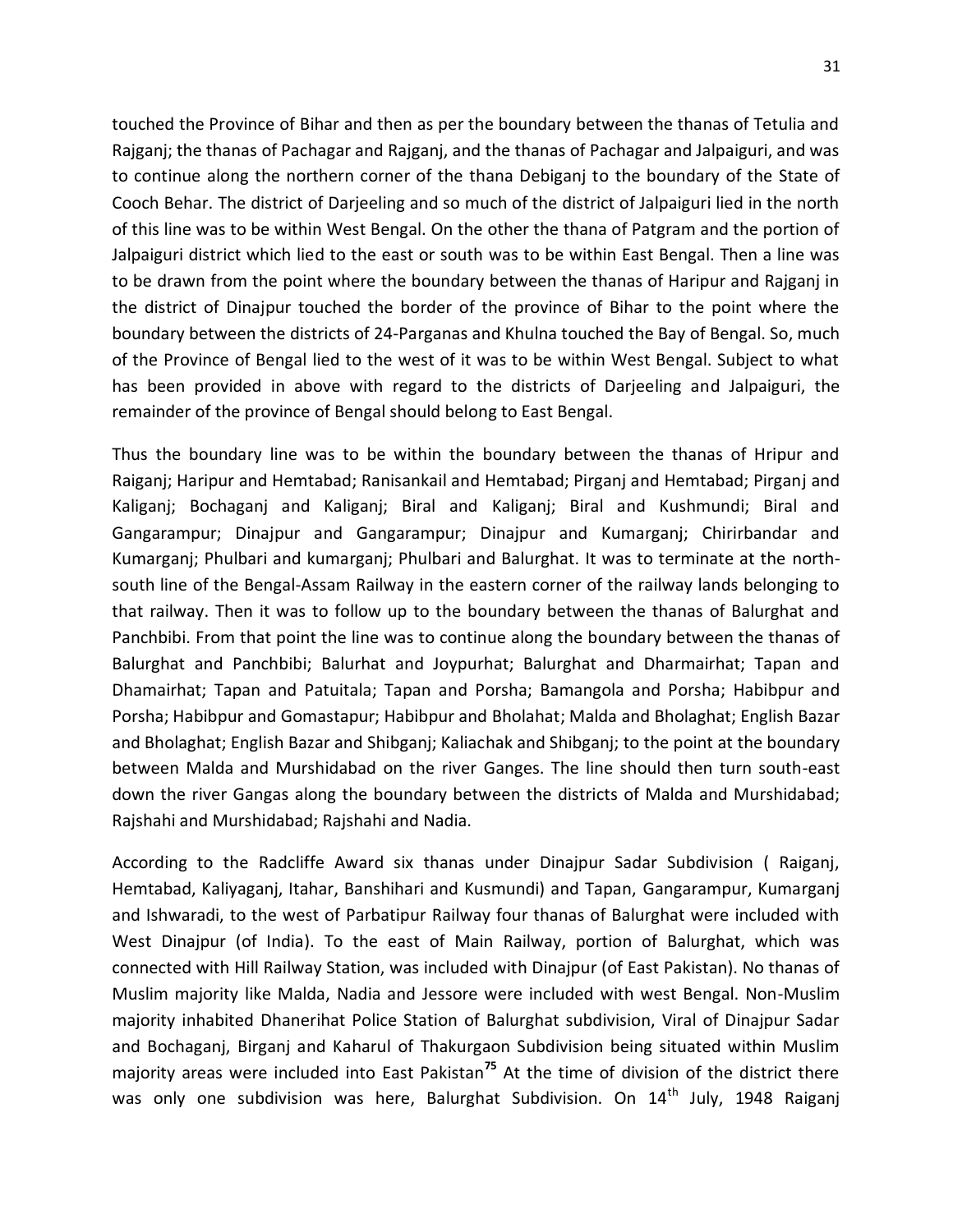touched the Province of Bihar and then as per the boundary between the thanas of Tetulia and Rajganj; the thanas of Pachagar and Rajganj, and the thanas of Pachagar and Jalpaiguri, and was to continue along the northern corner of the thana Debiganj to the boundary of the State of Cooch Behar. The district of Darjeeling and so much of the district of Jalpaiguri lied in the north of this line was to be within West Bengal. On the other the thana of Patgram and the portion of Jalpaiguri district which lied to the east or south was to be within East Bengal. Then a line was to be drawn from the point where the boundary between the thanas of Haripur and Rajganj in the district of Dinajpur touched the border of the province of Bihar to the point where the boundary between the districts of 24-Parganas and Khulna touched the Bay of Bengal. So, much of the Province of Bengal lied to the west of it was to be within West Bengal. Subject to what has been provided in above with regard to the districts of Darjeeling and Jalpaiguri, the remainder of the province of Bengal should belong to East Bengal.

Thus the boundary line was to be within the boundary between the thanas of Hripur and Raiganj; Haripur and Hemtabad; Ranisankail and Hemtabad; Pirganj and Hemtabad; Pirganj and Kaliganj; Bochaganj and Kaliganj; Biral and Kaliganj; Biral and Kushmundi; Biral and Gangarampur; Dinajpur and Gangarampur; Dinajpur and Kumarganj; Chirirbandar and Kumarganj; Phulbari and kumarganj; Phulbari and Balurghat. It was to terminate at the north-south line of the Bengal-Assam Railway in the eastern corner of the railway lands belonging to that railway. Then it was to follow up to the boundary between the thanas of Balurghat and Panchbibi. From that point the line was to continue along the boundary between the thanas of Balurghat and Panchbibi; Balurhat and Joypurhat; Balurghat and Dharmairhat; Tapan and Dhamairhat; Tapan and Patuitala; Tapan and Porsha; Bamangola and Porsha; Habibpur and Porsha; Habibpur and Gomastapur; Habibpur and Bholahat; Malda and Bholaghat; English Bazar and Bholaghat; English Bazar and Shibganj; Kaliachak and Shibganj; to the point at the boundary between Malda and Murshidabad on the river Ganges. The line should then turn south-east down the river Gangas along the boundary between the districts of Malda and Murshidabad; Rajshahi and Murshidabad; Rajshahi and Nadia.

According to the Radcliffe Award six thanas under Dinajpur Sadar Subdivision ( Raiganj, Hemtabad, Kaliyaganj, Itahar, Banshihari and Kusmundi) and Tapan, Gangarampur, Kumarganj and Ishwaradi, to the west of Parbatipur Railway four thanas of Balurghat were included with West Dinajpur (of India). To the east of Main Railway, portion of Balurghat, which was connected with Hill Railway Station, was included with Dinajpur (of East Pakistan). No thanas of Muslim majority like Malda, Nadia and Jessore were included with west Bengal. Non-Muslim majority inhabited Dhanerihat Police Station of Balurghat subdivision, Viral of Dinajpur Sadar and Bochaganj, Birganj and Kaharul of Thakurgaon Subdivision being situated within Muslim majority areas were included into East Pakistan[75] At the time of division of the district there was only one subdivision was here, Balurghat Subdivision. On 14th July, 1948 Raiganj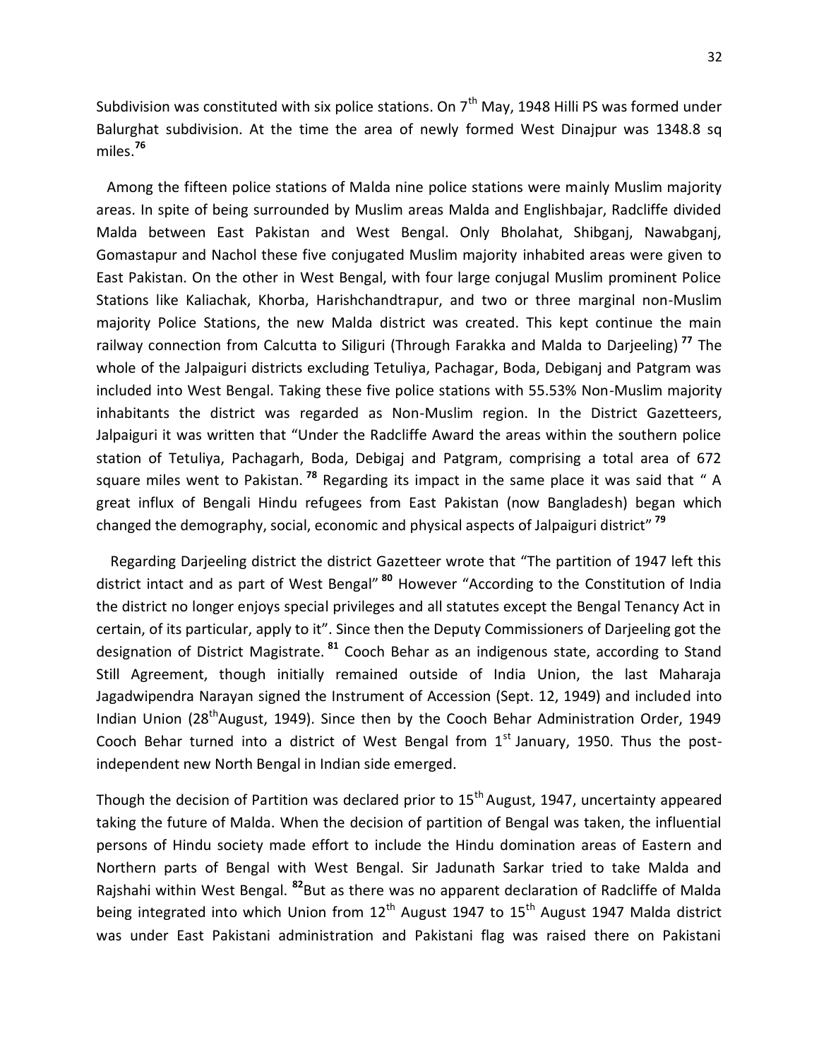Subdivision was constituted with six police stations. On 7th May, 1948 Hilli PS was formed under Balurghat subdivision. At the time the area of newly formed West Dinajpur was 1348.8 sq miles.[76]

Among the fifteen police stations of Malda nine police stations were mainly Muslim majority areas. In spite of being surrounded by Muslim areas Malda and Englishbajar, Radcliffe divided Malda between East Pakistan and West Bengal. Only Bholahat, Shibganj, Nawabganj, Gomastapur and Nachol these five conjugated Muslim majority inhabited areas were given to East Pakistan. On the other in West Bengal, with four large conjugal Muslim prominent Police Stations like Kaliachak, Khorba, Harishchandtrapur, and two or three marginal non-Muslim majority Police Stations, the new Malda district was created. This kept continue the main railway connection from Calcutta to Siliguri (Through Farakka and Malda to Darjeeling)[77] The whole of the Jalpaiguri districts excluding Tetuliya, Pachagar, Boda, Debiganj and Patgram was included into West Bengal. Taking these five police stations with 55.53% Non-Muslim majority inhabitants the district was regarded as Non-Muslim region. In the District Gazetteers, Jalpaiguri it was written that "Under the Radcliffe Award the areas within the southern police station of Tetuliya, Pachagarh, Boda, Debigaj and Patgram, comprising a total area of 672 square miles went to Pakistan.[78] Regarding its impact in the same place it was said that " A great influx of Bengali Hindu refugees from East Pakistan (now Bangladesh) began which changed the demography, social, economic and physical aspects of Jalpaiguri district"[79]

Regarding Darjeeling district the district Gazetteer wrote that "The partition of 1947 left this district intact and as part of West Bengal"[80] However "According to the Constitution of India the district no longer enjoys special privileges and all statutes except the Bengal Tenancy Act in certain, of its particular, apply to it". Since then the Deputy Commissioners of Darjeeling got the designation of District Magistrate.[81] Cooch Behar as an indigenous state, according to Stand Still Agreement, though initially remained outside of India Union, the last Maharaja Jagadwipendra Narayan signed the Instrument of Accession (Sept. 12, 1949) and included into Indian Union (28thAugust, 1949). Since then by the Cooch Behar Administration Order, 1949 Cooch Behar turned into a district of West Bengal from 1st January, 1950. Thus the post-independent new North Bengal in Indian side emerged.

Though the decision of Partition was declared prior to 15th August, 1947, uncertainty appeared taking the future of Malda. When the decision of partition of Bengal was taken, the influential persons of Hindu society made effort to include the Hindu domination areas of Eastern and Northern parts of Bengal with West Bengal. Sir Jadunath Sarkar tried to take Malda and Rajshahi within West Bengal.[82]But as there was no apparent declaration of Radcliffe of Malda being integrated into which Union from 12th August 1947 to 15th August 1947 Malda district was under East Pakistani administration and Pakistani flag was raised there on Pakistani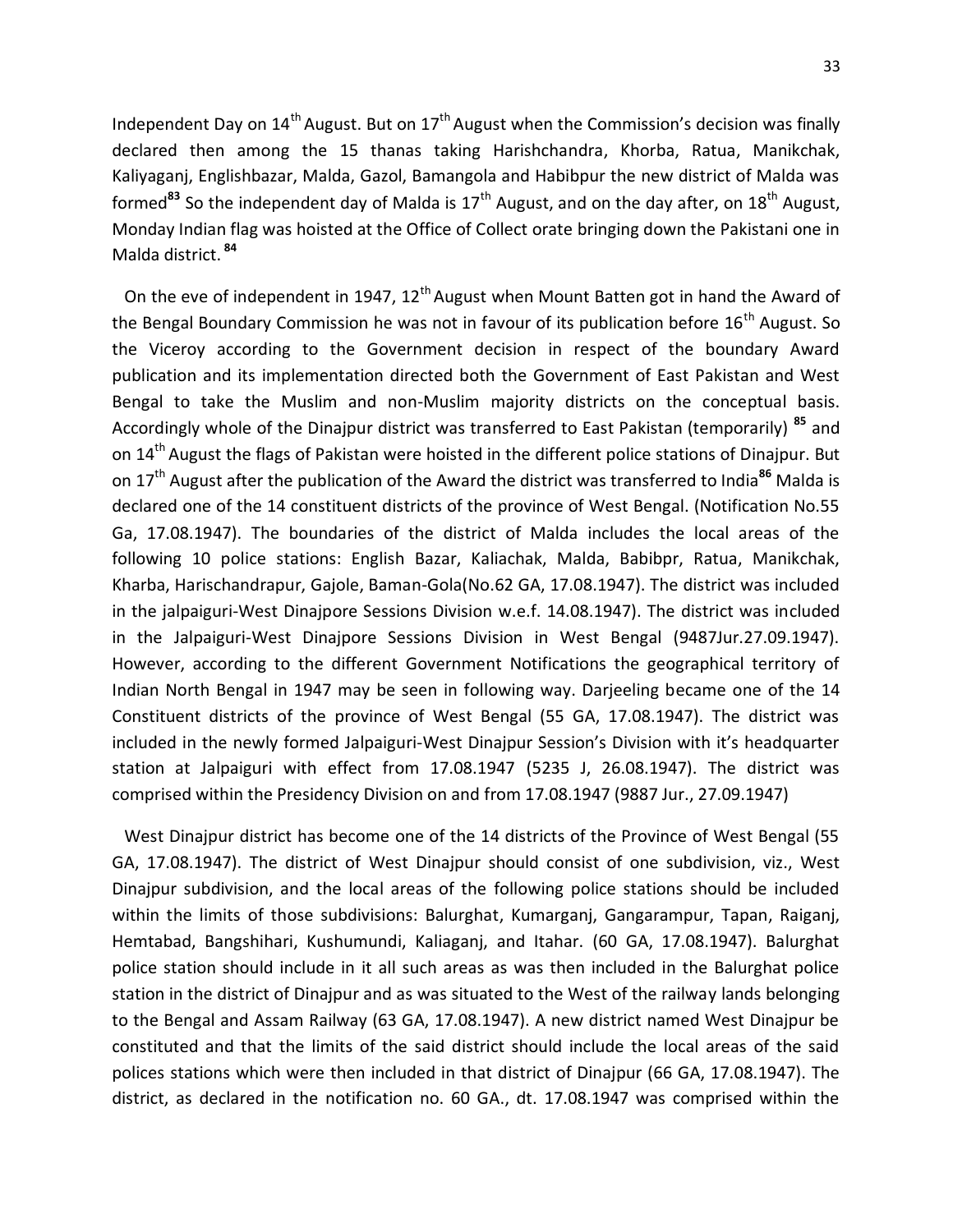Independent Day on 14th August. But on 17th August when the Commission's decision was finally declared then among the 15 thanas taking Harishchandra, Khorba, Ratua, Manikchak, Kaliyaganj, Englishbazar, Malda, Gazol, Bamangola and Habibpur the new district of Malda was formed[83] So the independent day of Malda is 17th August, and on the day after, on 18th August, Monday Indian flag was hoisted at the Office of Collect orate bringing down the Pakistani one in Malda district. [84]

On the eve of independent in 1947, 12th August when Mount Batten got in hand the Award of the Bengal Boundary Commission he was not in favour of its publication before 16th August. So the Viceroy according to the Government decision in respect of the boundary Award publication and its implementation directed both the Government of East Pakistan and West Bengal to take the Muslim and non-Muslim majority districts on the conceptual basis. Accordingly whole of the Dinajpur district was transferred to East Pakistan (temporarily) [85] and on 14th August the flags of Pakistan were hoisted in the different police stations of Dinajpur. But on 17th August after the publication of the Award the district was transferred to India[86] Malda is declared one of the 14 constituent districts of the province of West Bengal. (Notification No.55 Ga, 17.08.1947). The boundaries of the district of Malda includes the local areas of the following 10 police stations: English Bazar, Kaliachak, Malda, Babibpr, Ratua, Manikchak, Kharba, Harischandrapur, Gajole, Baman-Gola(No.62 GA, 17.08.1947). The district was included in the jalpaiguri-West Dinajpore Sessions Division w.e.f. 14.08.1947). The district was included in the Jalpaiguri-West Dinajpore Sessions Division in West Bengal (9487Jur.27.09.1947). However, according to the different Government Notifications the geographical territory of Indian North Bengal in 1947 may be seen in following way. Darjeeling became one of the 14 Constituent districts of the province of West Bengal (55 GA, 17.08.1947). The district was included in the newly formed Jalpaiguri-West Dinajpur Session's Division with it's headquarter station at Jalpaiguri with effect from 17.08.1947 (5235 J, 26.08.1947). The district was comprised within the Presidency Division on and from 17.08.1947 (9887 Jur., 27.09.1947)

West Dinajpur district has become one of the 14 districts of the Province of West Bengal (55 GA, 17.08.1947). The district of West Dinajpur should consist of one subdivision, viz., West Dinajpur subdivision, and the local areas of the following police stations should be included within the limits of those subdivisions: Balurghat, Kumarganj, Gangarampur, Tapan, Raiganj, Hemtabad, Bangshihari, Kushumundi, Kaliaganj, and Itahar. (60 GA, 17.08.1947). Balurghat police station should include in it all such areas as was then included in the Balurghat police station in the district of Dinajpur and as was situated to the West of the railway lands belonging to the Bengal and Assam Railway (63 GA, 17.08.1947). A new district named West Dinajpur be constituted and that the limits of the said district should include the local areas of the said polices stations which were then included in that district of Dinajpur (66 GA, 17.08.1947). The district, as declared in the notification no. 60 GA., dt. 17.08.1947 was comprised within the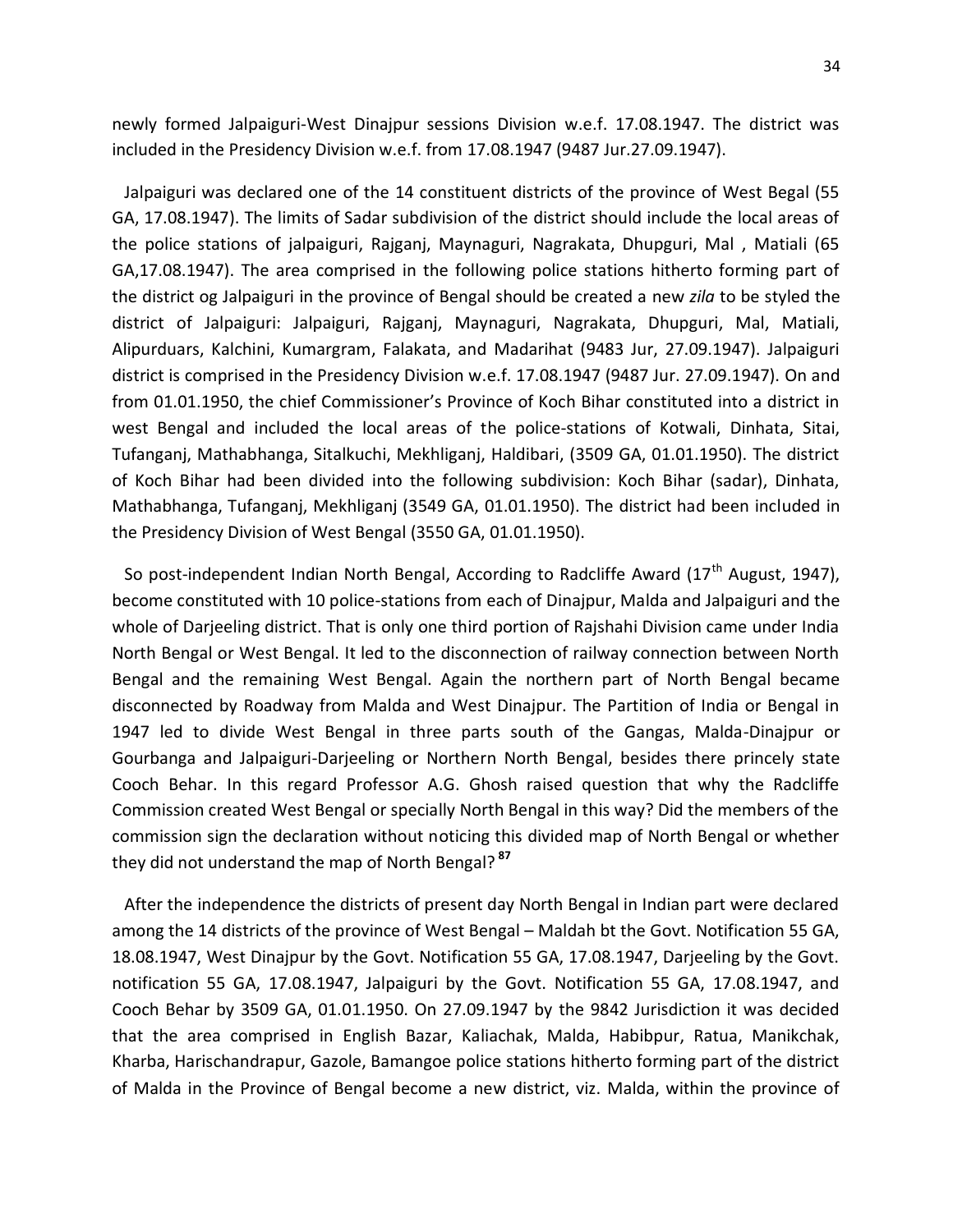newly formed Jalpaiguri-West Dinajpur sessions Division w.e.f. 17.08.1947. The district was included in the Presidency Division w.e.f. from 17.08.1947 (9487 Jur.27.09.1947).

Jalpaiguri was declared one of the 14 constituent districts of the province of West Begal (55 GA, 17.08.1947). The limits of Sadar subdivision of the district should include the local areas of the police stations of jalpaiguri, Rajganj, Maynaguri, Nagrakata, Dhupguri, Mal , Matiali (65 GA,17.08.1947). The area comprised in the following police stations hitherto forming part of the district og Jalpaiguri in the province of Bengal should be created a new *zila* to be styled the district of Jalpaiguri: Jalpaiguri, Rajganj, Maynaguri, Nagrakata, Dhupguri, Mal, Matiali, Alipurduars, Kalchini, Kumargram, Falakata, and Madarihat (9483 Jur, 27.09.1947). Jalpaiguri district is comprised in the Presidency Division w.e.f. 17.08.1947 (9487 Jur. 27.09.1947). On and from 01.01.1950, the chief Commissioner's Province of Koch Bihar constituted into a district in west Bengal and included the local areas of the police-stations of Kotwali, Dinhata, Sitai, Tufanganj, Mathabhanga, Sitalkuchi, Mekhliganj, Haldibari, (3509 GA, 01.01.1950). The district of Koch Bihar had been divided into the following subdivision: Koch Bihar (sadar), Dinhata, Mathabhanga, Tufanganj, Mekhliganj (3549 GA, 01.01.1950). The district had been included in the Presidency Division of West Bengal (3550 GA, 01.01.1950).

So post-independent Indian North Bengal, According to Radcliffe Award (17th August, 1947), become constituted with 10 police-stations from each of Dinajpur, Malda and Jalpaiguri and the whole of Darjeeling district. That is only one third portion of Rajshahi Division came under India North Bengal or West Bengal. It led to the disconnection of railway connection between North Bengal and the remaining West Bengal. Again the northern part of North Bengal became disconnected by Roadway from Malda and West Dinajpur. The Partition of India or Bengal in 1947 led to divide West Bengal in three parts south of the Gangas, Malda-Dinajpur or Gourbanga and Jalpaiguri-Darjeeling or Northern North Bengal, besides there princely state Cooch Behar. In this regard Professor A.G. Ghosh raised question that why the Radcliffe Commission created West Bengal or specially North Bengal in this way? Did the members of the commission sign the declaration without noticing this divided map of North Bengal or whether they did not understand the map of North Bengal? [87]

After the independence the districts of present day North Bengal in Indian part were declared among the 14 districts of the province of West Bengal – Maldah bt the Govt. Notification 55 GA, 18.08.1947, West Dinajpur by the Govt. Notification 55 GA, 17.08.1947, Darjeeling by the Govt. notification 55 GA, 17.08.1947, Jalpaiguri by the Govt. Notification 55 GA, 17.08.1947, and Cooch Behar by 3509 GA, 01.01.1950. On 27.09.1947 by the 9842 Jurisdiction it was decided that the area comprised in English Bazar, Kaliachak, Malda, Habibpur, Ratua, Manikchak, Kharba, Harischandrapur, Gazole, Bamangoe police stations hitherto forming part of the district of Malda in the Province of Bengal become a new district, viz. Malda, within the province of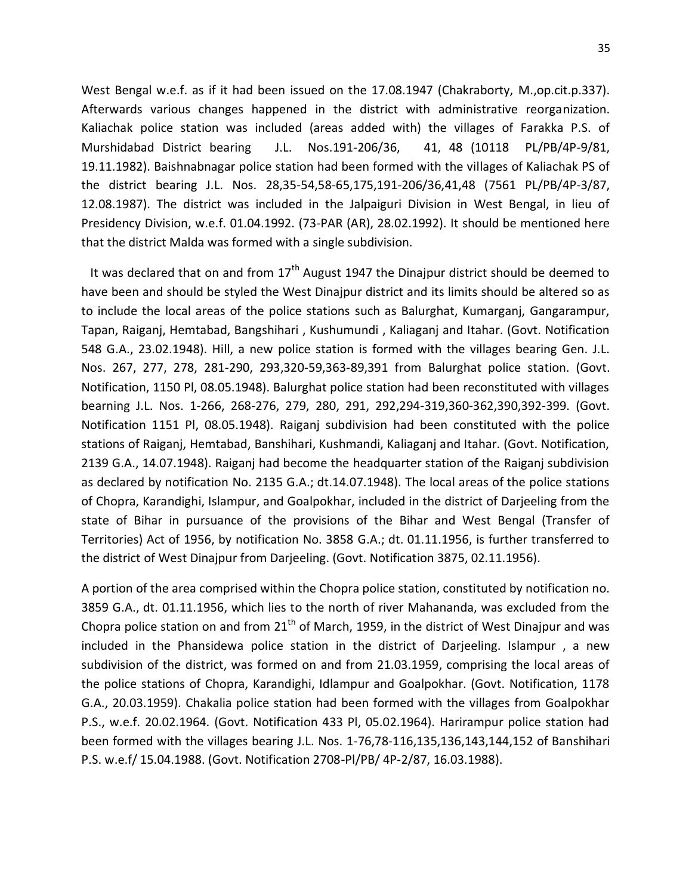West Bengal w.e.f. as if it had been issued on the 17.08.1947 (Chakraborty, M.,op.cit.p.337). Afterwards various changes happened in the district with administrative reorganization. Kaliachak police station was included (areas added with) the villages of Farakka P.S. of Murshidabad District bearing J.L. Nos.191-206/36, 41, 48 (10118 PL/PB/4P-9/81, 19.11.1982). Baishnabnagar police station had been formed with the villages of Kaliachak PS of the district bearing J.L. Nos. 28,35-54,58-65,175,191-206/36,41,48 (7561 PL/PB/4P-3/87, 12.08.1987). The district was included in the Jalpaiguri Division in West Bengal, in lieu of Presidency Division, w.e.f. 01.04.1992. (73-PAR (AR), 28.02.1992). It should be mentioned here that the district Malda was formed with a single subdivision.

It was declared that on and from 17th August 1947 the Dinajpur district should be deemed to have been and should be styled the West Dinajpur district and its limits should be altered so as to include the local areas of the police stations such as Balurghat, Kumarganj, Gangarampur, Tapan, Raiganj, Hemtabad, Bangshihari , Kushumundi , Kaliaganj and Itahar. (Govt. Notification 548 G.A., 23.02.1948). Hill, a new police station is formed with the villages bearing Gen. J.L. Nos. 267, 277, 278, 281-290, 293,320-59,363-89,391 from Balurghat police station. (Govt. Notification, 1150 Pl, 08.05.1948). Balurghat police station had been reconstituted with villages bearning J.L. Nos. 1-266, 268-276, 279, 280, 291, 292,294-319,360-362,390,392-399. (Govt. Notification 1151 Pl, 08.05.1948). Raiganj subdivision had been constituted with the police stations of Raiganj, Hemtabad, Banshihari, Kushmandi, Kaliaganj and Itahar. (Govt. Notification, 2139 G.A., 14.07.1948). Raiganj had become the headquarter station of the Raiganj subdivision as declared by notification No. 2135 G.A.; dt.14.07.1948). The local areas of the police stations of Chopra, Karandighi, Islampur, and Goalpokhar, included in the district of Darjeeling from the state of Bihar in pursuance of the provisions of the Bihar and West Bengal (Transfer of Territories) Act of 1956, by notification No. 3858 G.A.; dt. 01.11.1956, is further transferred to the district of West Dinajpur from Darjeeling. (Govt. Notification 3875, 02.11.1956).

A portion of the area comprised within the Chopra police station, constituted by notification no. 3859 G.A., dt. 01.11.1956, which lies to the north of river Mahananda, was excluded from the Chopra police station on and from 21st of March, 1959, in the district of West Dinajpur and was included in the Phansidewa police station in the district of Darjeeling. Islampur , a new subdivision of the district, was formed on and from 21.03.1959, comprising the local areas of the police stations of Chopra, Karandighi, Idlampur and Goalpokhar. (Govt. Notification, 1178 G.A., 20.03.1959). Chakalia police station had been formed with the villages from Goalpokhar P.S., w.e.f. 20.02.1964. (Govt. Notification 433 Pl, 05.02.1964). Harirampur police station had been formed with the villages bearing J.L. Nos. 1-76,78-116,135,136,143,144,152 of Banshihari P.S. w.e.f/ 15.04.1988. (Govt. Notification 2708-Pl/PB/ 4P-2/87, 16.03.1988).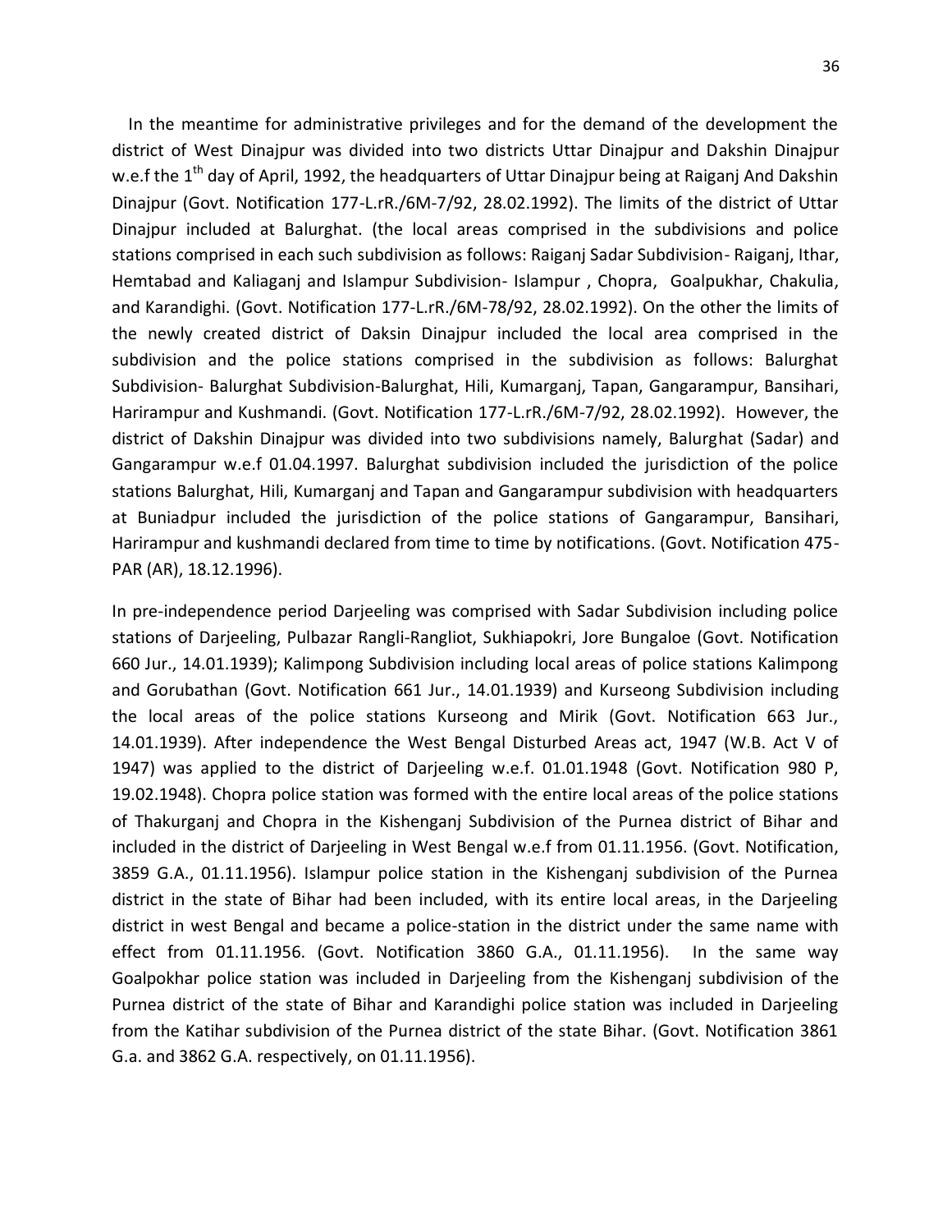In the meantime for administrative privileges and for the demand of the development the district of West Dinajpur was divided into two districts Uttar Dinajpur and Dakshin Dinajpur w.e.f the 1[th] day of April, 1992, the headquarters of Uttar Dinajpur being at Raiganj And Dakshin Dinajpur (Govt. Notification 177-L.rR./6M-7/92, 28.02.1992). The limits of the district of Uttar Dinajpur included at Balurghat. (the local areas comprised in the subdivisions and police stations comprised in each such subdivision as follows: Raiganj Sadar Subdivision- Raiganj, Ithar, Hemtabad and Kaliaganj and Islampur Subdivision- Islampur , Chopra, Goalpukhar, Chakulia, and Karandighi. (Govt. Notification 177-L.rR./6M-78/92, 28.02.1992). On the other the limits of the newly created district of Daksin Dinajpur included the local area comprised in the subdivision and the police stations comprised in the subdivision as follows: Balurghat Subdivision- Balurghat Subdivision-Balurghat, Hili, Kumarganj, Tapan, Gangarampur, Bansihari, Harirampur and Kushmandi. (Govt. Notification 177-L.rR./6M-7/92, 28.02.1992). However, the district of Dakshin Dinajpur was divided into two subdivisions namely, Balurghat (Sadar) and Gangarampur w.e.f 01.04.1997. Balurghat subdivision included the jurisdiction of the police stations Balurghat, Hili, Kumarganj and Tapan and Gangarampur subdivision with headquarters at Buniadpur included the jurisdiction of the police stations of Gangarampur, Bansihari, Harirampur and kushmandi declared from time to time by notifications. (Govt. Notification 475-PAR (AR), 18.12.1996).

In pre-independence period Darjeeling was comprised with Sadar Subdivision including police stations of Darjeeling, Pulbazar Rangli-Rangliot, Sukhiapokri, Jore Bungaloe (Govt. Notification 660 Jur., 14.01.1939); Kalimpong Subdivision including local areas of police stations Kalimpong and Gorubathan (Govt. Notification 661 Jur., 14.01.1939) and Kurseong Subdivision including the local areas of the police stations Kurseong and Mirik (Govt. Notification 663 Jur., 14.01.1939). After independence the West Bengal Disturbed Areas act, 1947 (W.B. Act V of 1947) was applied to the district of Darjeeling w.e.f. 01.01.1948 (Govt. Notification 980 P, 19.02.1948). Chopra police station was formed with the entire local areas of the police stations of Thakurganj and Chopra in the Kishenganj Subdivision of the Purnea district of Bihar and included in the district of Darjeeling in West Bengal w.e.f from 01.11.1956. (Govt. Notification, 3859 G.A., 01.11.1956). Islampur police station in the Kishenganj subdivision of the Purnea district in the state of Bihar had been included, with its entire local areas, in the Darjeeling district in west Bengal and became a police-station in the district under the same name with effect from 01.11.1956. (Govt. Notification 3860 G.A., 01.11.1956). In the same way Goalpokhar police station was included in Darjeeling from the Kishenganj subdivision of the Purnea district of the state of Bihar and Karandighi police station was included in Darjeeling from the Katihar subdivision of the Purnea district of the state Bihar. (Govt. Notification 3861 G.a. and 3862 G.A. respectively, on 01.11.1956).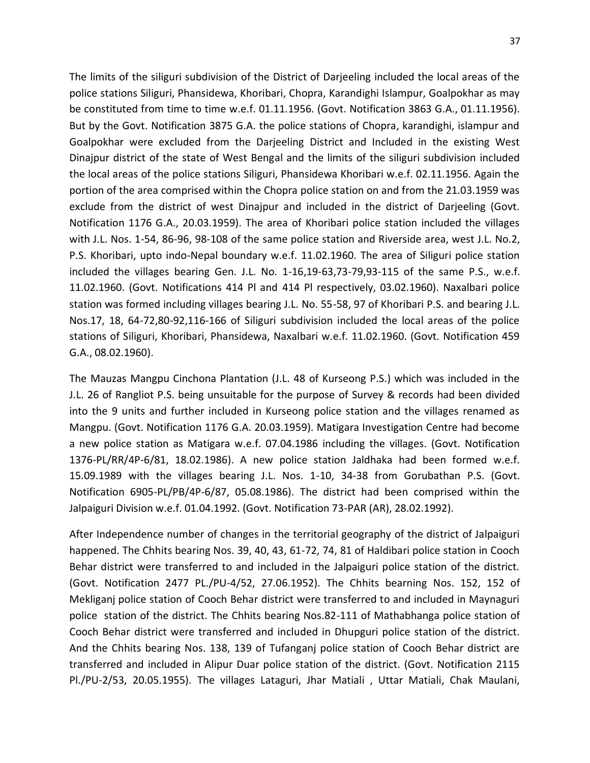The limits of the siliguri subdivision of the District of Darjeeling included the local areas of the police stations Siliguri, Phansidewa, Khoribari, Chopra, Karandighi Islampur, Goalpokhar as may be constituted from time to time w.e.f. 01.11.1956. (Govt. Notification 3863 G.A., 01.11.1956). But by the Govt. Notification 3875 G.A. the police stations of Chopra, karandighi, islampur and Goalpokhar were excluded from the Darjeeling District and Included in the existing West Dinajpur district of the state of West Bengal and the limits of the siliguri subdivision included the local areas of the police stations Siliguri, Phansidewa Khoribari w.e.f. 02.11.1956. Again the portion of the area comprised within the Chopra police station on and from the 21.03.1959 was exclude from the district of west Dinajpur and included in the district of Darjeeling (Govt. Notification 1176 G.A., 20.03.1959). The area of Khoribari police station included the villages with J.L. Nos. 1-54, 86-96, 98-108 of the same police station and Riverside area, west J.L. No.2, P.S. Khoribari, upto indo-Nepal boundary w.e.f. 11.02.1960. The area of Siliguri police station included the villages bearing Gen. J.L. No. 1-16,19-63,73-79,93-115 of the same P.S., w.e.f. 11.02.1960. (Govt. Notifications 414 Pl and 414 Pl respectively, 03.02.1960). Naxalbari police station was formed including villages bearing J.L. No. 55-58, 97 of Khoribari P.S. and bearing J.L. Nos.17, 18, 64-72,80-92,116-166 of Siliguri subdivision included the local areas of the police stations of Siliguri, Khoribari, Phansidewa, Naxalbari w.e.f. 11.02.1960. (Govt. Notification 459 G.A., 08.02.1960).

The Mauzas Mangpu Cinchona Plantation (J.L. 48 of Kurseong P.S.) which was included in the J.L. 26 of Rangliot P.S. being unsuitable for the purpose of Survey & records had been divided into the 9 units and further included in Kurseong police station and the villages renamed as Mangpu. (Govt. Notification 1176 G.A. 20.03.1959). Matigara Investigation Centre had become a new police station as Matigara w.e.f. 07.04.1986 including the villages. (Govt. Notification 1376-PL/RR/4P-6/81, 18.02.1986). A new police station Jaldhaka had been formed w.e.f. 15.09.1989 with the villages bearing J.L. Nos. 1-10, 34-38 from Gorubathan P.S. (Govt. Notification 6905-PL/PB/4P-6/87, 05.08.1986). The district had been comprised within the Jalpaiguri Division w.e.f. 01.04.1992. (Govt. Notification 73-PAR (AR), 28.02.1992).

After Independence number of changes in the territorial geography of the district of Jalpaiguri happened. The Chhits bearing Nos. 39, 40, 43, 61-72, 74, 81 of Haldibari police station in Cooch Behar district were transferred to and included in the Jalpaiguri police station of the district. (Govt. Notification 2477 PL./PU-4/52, 27.06.1952). The Chhits bearning Nos. 152, 152 of Mekliganj police station of Cooch Behar district were transferred to and included in Maynaguri police station of the district. The Chhits bearing Nos.82-111 of Mathabhanga police station of Cooch Behar district were transferred and included in Dhupguri police station of the district. And the Chhits bearing Nos. 138, 139 of Tufanganj police station of Cooch Behar district are transferred and included in Alipur Duar police station of the district. (Govt. Notification 2115 Pl./PU-2/53, 20.05.1955). The villages Lataguri, Jhar Matiali , Uttar Matiali, Chak Maulani,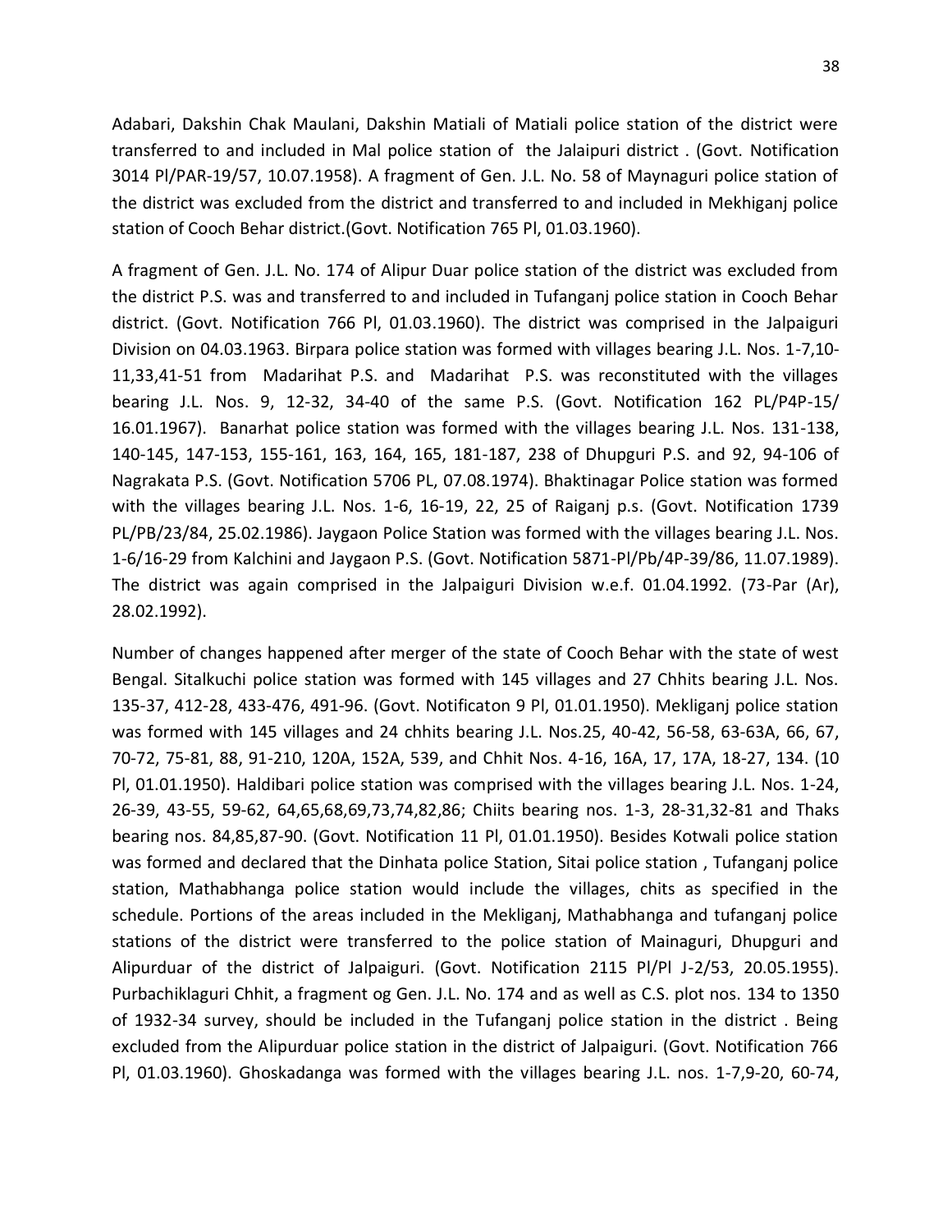Adabari, Dakshin Chak Maulani, Dakshin Matiali of Matiali police station of the district were transferred to and included in Mal police station of the Jalaipuri district . (Govt. Notification 3014 Pl/PAR-19/57, 10.07.1958). A fragment of Gen. J.L. No. 58 of Maynaguri police station of the district was excluded from the district and transferred to and included in Mekhiganj police station of Cooch Behar district.(Govt. Notification 765 Pl, 01.03.1960).

A fragment of Gen. J.L. No. 174 of Alipur Duar police station of the district was excluded from the district P.S. was and transferred to and included in Tufanganj police station in Cooch Behar district. (Govt. Notification 766 Pl, 01.03.1960). The district was comprised in the Jalpaiguri Division on 04.03.1963. Birpara police station was formed with villages bearing J.L. Nos. 1-7,10-11,33,41-51 from Madarihat P.S. and Madarihat P.S. was reconstituted with the villages bearing J.L. Nos. 9, 12-32, 34-40 of the same P.S. (Govt. Notification 162 PL/P4P-15/ 16.01.1967). Banarhat police station was formed with the villages bearing J.L. Nos. 131-138, 140-145, 147-153, 155-161, 163, 164, 165, 181-187, 238 of Dhupguri P.S. and 92, 94-106 of Nagrakata P.S. (Govt. Notification 5706 PL, 07.08.1974). Bhaktinagar Police station was formed with the villages bearing J.L. Nos. 1-6, 16-19, 22, 25 of Raiganj p.s. (Govt. Notification 1739 PL/PB/23/84, 25.02.1986). Jaygaon Police Station was formed with the villages bearing J.L. Nos. 1-6/16-29 from Kalchini and Jaygaon P.S. (Govt. Notification 5871-Pl/Pb/4P-39/86, 11.07.1989). The district was again comprised in the Jalpaiguri Division w.e.f. 01.04.1992. (73-Par (Ar), 28.02.1992).

Number of changes happened after merger of the state of Cooch Behar with the state of west Bengal. Sitalkuchi police station was formed with 145 villages and 27 Chhits bearing J.L. Nos. 135-37, 412-28, 433-476, 491-96. (Govt. Notificaton 9 Pl, 01.01.1950). Mekliganj police station was formed with 145 villages and 24 chhits bearing J.L. Nos.25, 40-42, 56-58, 63-63A, 66, 67, 70-72, 75-81, 88, 91-210, 120A, 152A, 539, and Chhit Nos. 4-16, 16A, 17, 17A, 18-27, 134. (10 Pl, 01.01.1950). Haldibari police station was comprised with the villages bearing J.L. Nos. 1-24, 26-39, 43-55, 59-62, 64,65,68,69,73,74,82,86; Chiits bearing nos. 1-3, 28-31,32-81 and Thaks bearing nos. 84,85,87-90. (Govt. Notification 11 Pl, 01.01.1950). Besides Kotwali police station was formed and declared that the Dinhata police Station, Sitai police station , Tufanganj police station, Mathabhanga police station would include the villages, chits as specified in the schedule. Portions of the areas included in the Mekliganj, Mathabhanga and tufanganj police stations of the district were transferred to the police station of Mainaguri, Dhupguri and Alipurduar of the district of Jalpaiguri. (Govt. Notification 2115 Pl/Pl J-2/53, 20.05.1955). Purbachiklaguri Chhit, a fragment og Gen. J.L. No. 174 and as well as C.S. plot nos. 134 to 1350 of 1932-34 survey, should be included in the Tufanganj police station in the district . Being excluded from the Alipurduar police station in the district of Jalpaiguri. (Govt. Notification 766 Pl, 01.03.1960). Ghoskadanga was formed with the villages bearing J.L. nos. 1-7,9-20, 60-74,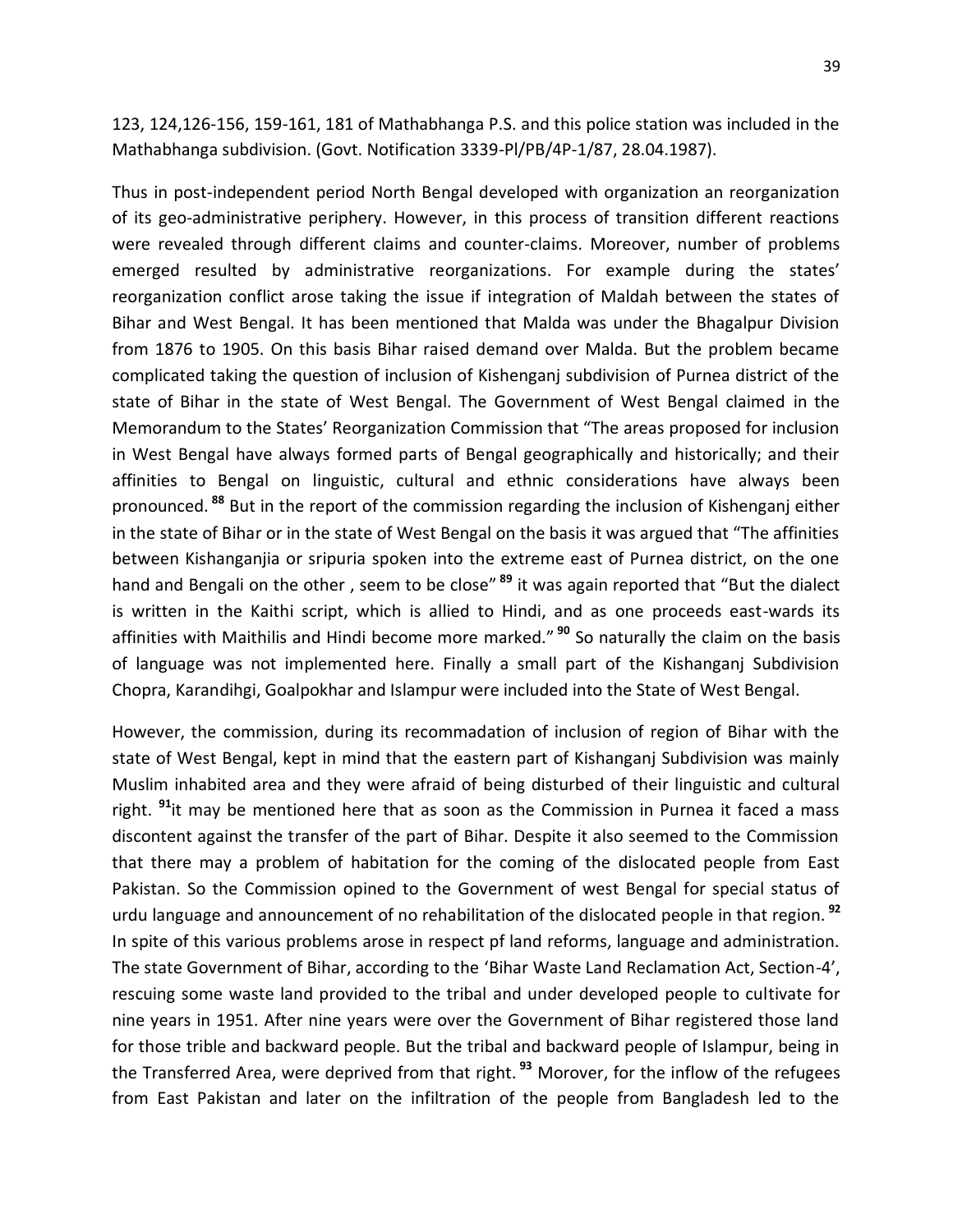123, 124,126-156, 159-161, 181 of Mathabhanga P.S. and this police station was included in the Mathabhanga subdivision. (Govt. Notification 3339-Pl/PB/4P-1/87, 28.04.1987).

Thus in post-independent period North Bengal developed with organization an reorganization of its geo-administrative periphery. However, in this process of transition different reactions were revealed through different claims and counter-claims. Moreover, number of problems emerged resulted by administrative reorganizations. For example during the states' reorganization conflict arose taking the issue if integration of Maldah between the states of Bihar and West Bengal. It has been mentioned that Malda was under the Bhagalpur Division from 1876 to 1905. On this basis Bihar raised demand over Malda. But the problem became complicated taking the question of inclusion of Kishenganj subdivision of Purnea district of the state of Bihar in the state of West Bengal. The Government of West Bengal claimed in the Memorandum to the States' Reorganization Commission that "The areas proposed for inclusion in West Bengal have always formed parts of Bengal geographically and historically; and their affinities to Bengal on linguistic, cultural and ethnic considerations have always been pronounced. [88] But in the report of the commission regarding the inclusion of Kishenganj either in the state of Bihar or in the state of West Bengal on the basis it was argued that "The affinities between Kishanganjia or sripuria spoken into the extreme east of Purnea district, on the one hand and Bengali on the other , seem to be close" [89] it was again reported that "But the dialect is written in the Kaithi script, which is allied to Hindi, and as one proceeds east-wards its affinities with Maithilis and Hindi become more marked." [90] So naturally the claim on the basis of language was not implemented here. Finally a small part of the Kishanganj Subdivision Chopra, Karandihgi, Goalpokhar and Islampur were included into the State of West Bengal.

However, the commission, during its recommadation of inclusion of region of Bihar with the state of West Bengal, kept in mind that the eastern part of Kishanganj Subdivision was mainly Muslim inhabited area and they were afraid of being disturbed of their linguistic and cultural right. [91]it may be mentioned here that as soon as the Commission in Purnea it faced a mass discontent against the transfer of the part of Bihar. Despite it also seemed to the Commission that there may a problem of habitation for the coming of the dislocated people from East Pakistan. So the Commission opined to the Government of west Bengal for special status of urdu language and announcement of no rehabilitation of the dislocated people in that region. [92] In spite of this various problems arose in respect pf land reforms, language and administration. The state Government of Bihar, according to the 'Bihar Waste Land Reclamation Act, Section-4', rescuing some waste land provided to the tribal and under developed people to cultivate for nine years in 1951. After nine years were over the Government of Bihar registered those land for those trible and backward people. But the tribal and backward people of Islampur, being in the Transferred Area, were deprived from that right. [93] Morover, for the inflow of the refugees from East Pakistan and later on the infiltration of the people from Bangladesh led to the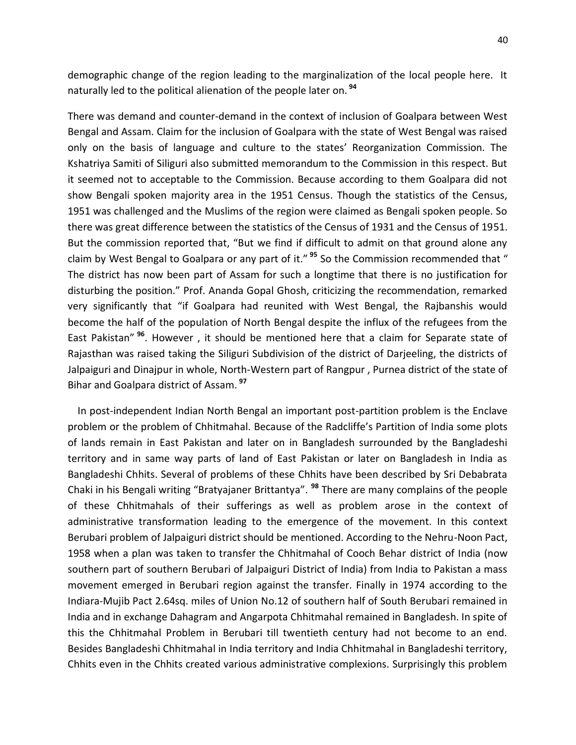demographic change of the region leading to the marginalization of the local people here. It naturally led to the political alienation of the people later on. [94]

There was demand and counter-demand in the context of inclusion of Goalpara between West Bengal and Assam. Claim for the inclusion of Goalpara with the state of West Bengal was raised only on the basis of language and culture to the states' Reorganization Commission. The Kshatriya Samiti of Siliguri also submitted memorandum to the Commission in this respect. But it seemed not to acceptable to the Commission. Because according to them Goalpara did not show Bengali spoken majority area in the 1951 Census. Though the statistics of the Census, 1951 was challenged and the Muslims of the region were claimed as Bengali spoken people. So there was great difference between the statistics of the Census of 1931 and the Census of 1951. But the commission reported that, "But we find if difficult to admit on that ground alone any claim by West Bengal to Goalpara or any part of it." [95] So the Commission recommended that " The district has now been part of Assam for such a longtime that there is no justification for disturbing the position." Prof. Ananda Gopal Ghosh, criticizing the recommendation, remarked very significantly that "if Goalpara had reunited with West Bengal, the Rajbanshis would become the half of the population of North Bengal despite the influx of the refugees from the East Pakistan" [96]. However , it should be mentioned here that a claim for Separate state of Rajasthan was raised taking the Siliguri Subdivision of the district of Darjeeling, the districts of Jalpaiguri and Dinajpur in whole, North-Western part of Rangpur , Purnea district of the state of Bihar and Goalpara district of Assam. [97]

In post-independent Indian North Bengal an important post-partition problem is the Enclave problem or the problem of Chhitmahal. Because of the Radcliffe's Partition of India some plots of lands remain in East Pakistan and later on in Bangladesh surrounded by the Bangladeshi territory and in same way parts of land of East Pakistan or later on Bangladesh in India as Bangladeshi Chhits. Several of problems of these Chhits have been described by Sri Debabrata Chaki in his Bengali writing "Bratyajaner Brittantya". [98] There are many complains of the people of these Chhitmahals of their sufferings as well as problem arose in the context of administrative transformation leading to the emergence of the movement. In this context Berubari problem of Jalpaiguri district should be mentioned. According to the Nehru-Noon Pact, 1958 when a plan was taken to transfer the Chhitmahal of Cooch Behar district of India (now southern part of southern Berubari of Jalpaiguri District of India) from India to Pakistan a mass movement emerged in Berubari region against the transfer. Finally in 1974 according to the Indiara-Mujib Pact 2.64sq. miles of Union No.12 of southern half of South Berubari remained in India and in exchange Dahagram and Angarpota Chhitmahal remained in Bangladesh. In spite of this the Chhitmahal Problem in Berubari till twentieth century had not become to an end. Besides Bangladeshi Chhitmahal in India territory and India Chhitmahal in Bangladeshi territory, Chhits even in the Chhits created various administrative complexions. Surprisingly this problem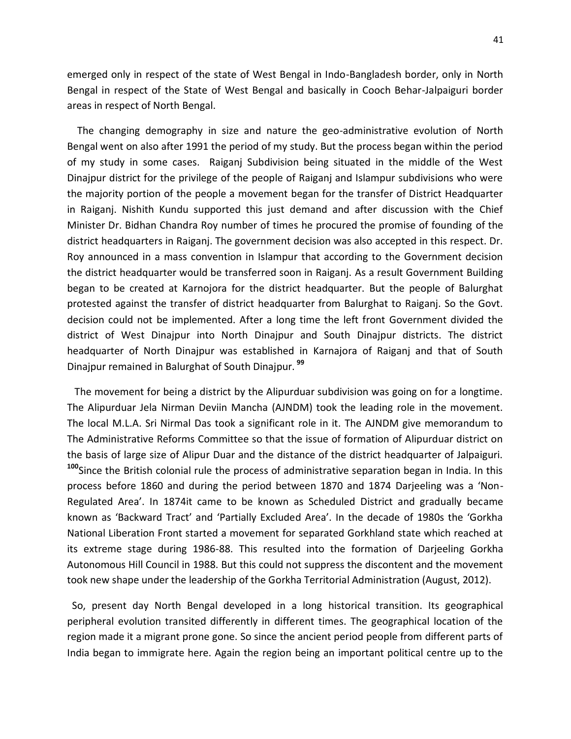emerged only in respect of the state of West Bengal in Indo-Bangladesh border, only in North Bengal in respect of the State of West Bengal and basically in Cooch Behar-Jalpaiguri border areas in respect of North Bengal.

The changing demography in size and nature the geo-administrative evolution of North Bengal went on also after 1991 the period of my study. But the process began within the period of my study in some cases. Raiganj Subdivision being situated in the middle of the West Dinajpur district for the privilege of the people of Raiganj and Islampur subdivisions who were the majority portion of the people a movement began for the transfer of District Headquarter in Raiganj. Nishith Kundu supported this just demand and after discussion with the Chief Minister Dr. Bidhan Chandra Roy number of times he procured the promise of founding of the district headquarters in Raiganj. The government decision was also accepted in this respect. Dr. Roy announced in a mass convention in Islampur that according to the Government decision the district headquarter would be transferred soon in Raiganj. As a result Government Building began to be created at Karnojora for the district headquarter. But the people of Balurghat protested against the transfer of district headquarter from Balurghat to Raiganj. So the Govt. decision could not be implemented. After a long time the left front Government divided the district of West Dinajpur into North Dinajpur and South Dinajpur districts. The district headquarter of North Dinajpur was established in Karnajora of Raiganj and that of South Dinajpur remained in Balurghat of South Dinajpur. [99]

The movement for being a district by the Alipurduar subdivision was going on for a longtime. The Alipurduar Jela Nirman Deviin Mancha (AJNDM) took the leading role in the movement. The local M.L.A. Sri Nirmal Das took a significant role in it. The AJNDM give memorandum to The Administrative Reforms Committee so that the issue of formation of Alipurduar district on the basis of large size of Alipur Duar and the distance of the district headquarter of Jalpaiguri. [100]Since the British colonial rule the process of administrative separation began in India. In this process before 1860 and during the period between 1870 and 1874 Darjeeling was a 'Non-Regulated Area'. In 1874it came to be known as Scheduled District and gradually became known as 'Backward Tract' and 'Partially Excluded Area'. In the decade of 1980s the 'Gorkha National Liberation Front started a movement for separated Gorkhland state which reached at its extreme stage during 1986-88. This resulted into the formation of Darjeeling Gorkha Autonomous Hill Council in 1988. But this could not suppress the discontent and the movement took new shape under the leadership of the Gorkha Territorial Administration (August, 2012).

So, present day North Bengal developed in a long historical transition. Its geographical peripheral evolution transited differently in different times. The geographical location of the region made it a migrant prone gone. So since the ancient period people from different parts of India began to immigrate here. Again the region being an important political centre up to the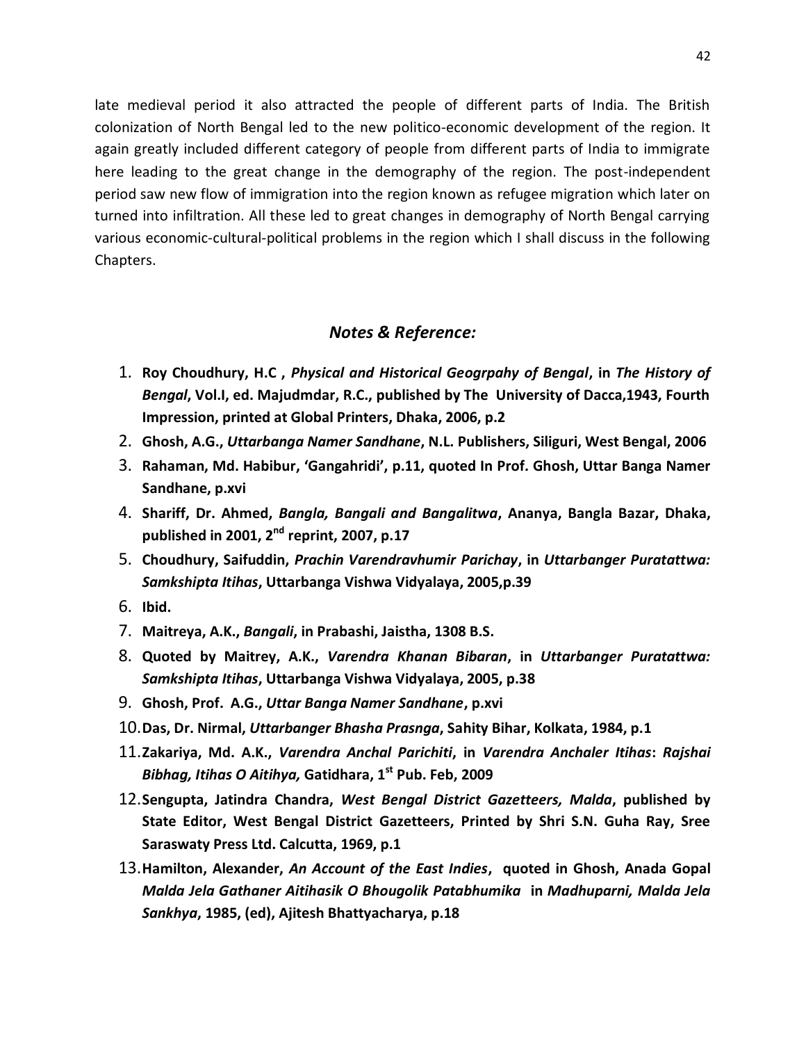late medieval period it also attracted the people of different parts of India. The British colonization of North Bengal led to the new politico-economic development of the region. It again greatly included different category of people from different parts of India to immigrate here leading to the great change in the demography of the region. The post-independent period saw new flow of immigration into the region known as refugee migration which later on turned into infiltration. All these led to great changes in demography of North Bengal carrying various economic-cultural-political problems in the region which I shall discuss in the following Chapters.

## *Notes & Reference:*

1. **Roy Choudhury, H.C , *Physical and Historical Geogrpahy of Bengal*, in *The History of Bengal*, Vol.I, ed. Majudmdar, R.C., published by The University of Dacca,1943, Fourth Impression, printed at Global Printers, Dhaka, 2006, p.2**
2. **Ghosh, A.G., *Uttarbanga Namer Sandhane*, N.L. Publishers, Siliguri, West Bengal, 2006**
3. **Rahaman, Md. Habibur, 'Gangahridi', p.11, quoted In Prof. Ghosh, Uttar Banga Namer Sandhane, p.xvi**
4. **Shariff, Dr. Ahmed, *Bangla, Bangali and Bangalitwa*, Ananya, Bangla Bazar, Dhaka, published in 2001, 2nd reprint, 2007, p.17**
5. **Choudhury, Saifuddin, *Prachin Varendravhumir Parichay*, in *Uttarbanger Puratattwa: Samkshipta Itihas*, Uttarbanga Vishwa Vidyalaya, 2005,p.39**
6. **Ibid.**
7. **Maitreya, A.K., *Bangali*, in Prabashi, Jaistha, 1308 B.S.**
8. **Quoted by Maitrey, A.K., *Varendra Khanan Bibaran*, in *Uttarbanger Puratattwa: Samkshipta Itihas*, Uttarbanga Vishwa Vidyalaya, 2005, p.38**
9. **Ghosh, Prof. A.G., *Uttar Banga Namer Sandhane*, p.xvi**
10. **Das, Dr. Nirmal, *Uttarbanger Bhasha Prasnga*, Sahity Bihar, Kolkata, 1984, p.1**
11. **Zakariya, Md. A.K., *Varendra Anchal Parichiti*, in *Varendra Anchaler Itihas*: *Rajshai Bibhag, Itihas O Aitihya,* Gatidhara, 1st Pub. Feb, 2009**
12. **Sengupta, Jatindra Chandra, *West Bengal District Gazetteers, Malda*, published by State Editor, West Bengal District Gazetteers, Printed by Shri S.N. Guha Ray, Sree Saraswaty Press Ltd. Calcutta, 1969, p.1**
13. **Hamilton, Alexander, *An Account of the East Indies*, quoted in Ghosh, Anada Gopal *Malda Jela Gathaner Aitihasik O Bhougolik Patabhumika* in *Madhuparni, Malda Jela Sankhya*, 1985, (ed), Ajitesh Bhattyacharya, p.18**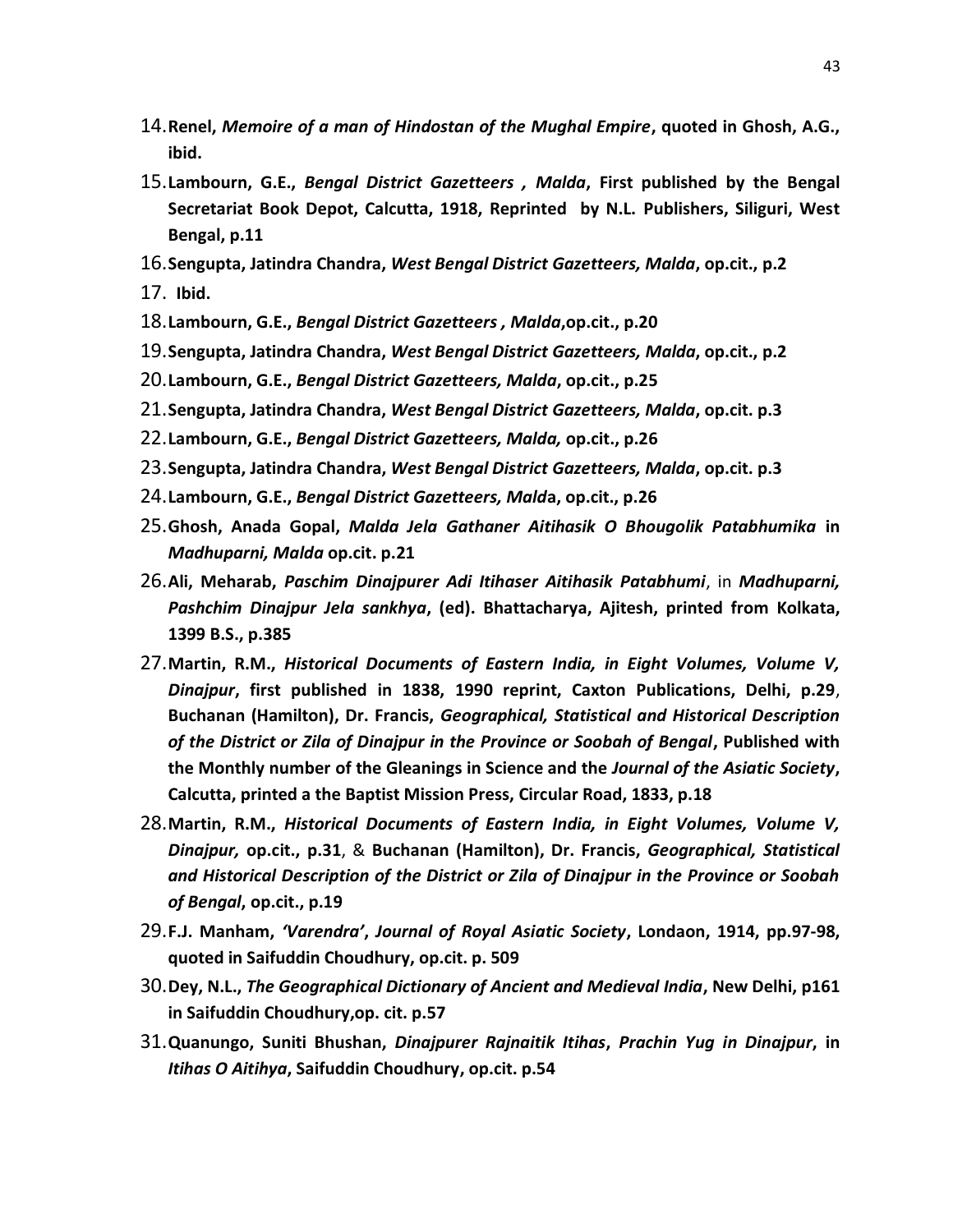14. **Renel,** ***Memoire of a man of Hindostan of the Mughal Empire*****, quoted in Ghosh, A.G., ibid.**
15. **Lambourn, G.E.,** ***Bengal District Gazetteers , Malda*****, First published by the Bengal Secretariat Book Depot, Calcutta, 1918, Reprinted by N.L. Publishers, Siliguri, West Bengal, p.11**
16. **Sengupta, Jatindra Chandra,** ***West Bengal District Gazetteers, Malda*****, op.cit., p.2**
17. **Ibid.**
18. **Lambourn, G.E.,** ***Bengal District Gazetteers , Malda*****,op.cit., p.20**
19. **Sengupta, Jatindra Chandra,** ***West Bengal District Gazetteers, Malda*****, op.cit., p.2**
20. **Lambourn, G.E.,** ***Bengal District Gazetteers, Malda*****, op.cit., p.25**
21. **Sengupta, Jatindra Chandra,** ***West Bengal District Gazetteers, Malda*****, op.cit. p.3**
22. **Lambourn, G.E.,** ***Bengal District Gazetteers, Malda,*** **op.cit., p.26**
23. **Sengupta, Jatindra Chandra,** ***West Bengal District Gazetteers, Malda*****, op.cit. p.3**
24. **Lambourn, G.E.,** ***Bengal District Gazetteers, Mald*****a, op.cit., p.26**
25. **Ghosh, Anada Gopal,** ***Malda Jela Gathaner Aitihasik O Bhougolik Patabhumika*** **in** ***Madhuparni, Malda*** **op.cit. p.21**
26. **Ali, Meharab,** ***Paschim Dinajpurer Adi Itihaser Aitihasik Patabhumi*****, in** ***Madhuparni, Pashchim Dinajpur Jela sankhya*****, (ed). Bhattacharya, Ajitesh, printed from Kolkata, 1399 B.S., p.385**
27. **Martin, R.M.,** ***Historical Documents of Eastern India, in Eight Volumes, Volume V, Dinajpur*****, first published in 1838, 1990 reprint, Caxton Publications, Delhi, p.29**, **Buchanan (Hamilton), Dr. Francis,** ***Geographical, Statistical and Historical Description of the District or Zila of Dinajpur in the Province or Soobah of Bengal*****, Published with the Monthly number of the Gleanings in Science and the** ***Journal of the Asiatic Society*****, Calcutta, printed a the Baptist Mission Press, Circular Road, 1833, p.18**
28. **Martin, R.M.,** ***Historical Documents of Eastern India, in Eight Volumes, Volume V, Dinajpur,*** **op.cit., p.31**, & **Buchanan (Hamilton), Dr. Francis,** ***Geographical, Statistical and Historical Description of the District or Zila of Dinajpur in the Province or Soobah of Bengal*****, op.cit., p.19**
29. **F.J. Manham,** ***'Varendra'*****,** ***Journal of Royal Asiatic Society*****, Londaon, 1914, pp.97-98, quoted in Saifuddin Choudhury, op.cit. p. 509**
30. **Dey, N.L.,** ***The Geographical Dictionary of Ancient and Medieval India*****, New Delhi, p161 in Saifuddin Choudhury,op. cit. p.57**
31. **Quanungo, Suniti Bhushan,** ***Dinajpurer Rajnaitik Itihas*****,** ***Prachin Yug in Dinajpur*****, in** ***Itihas O Aitihya*****, Saifuddin Choudhury, op.cit. p.54**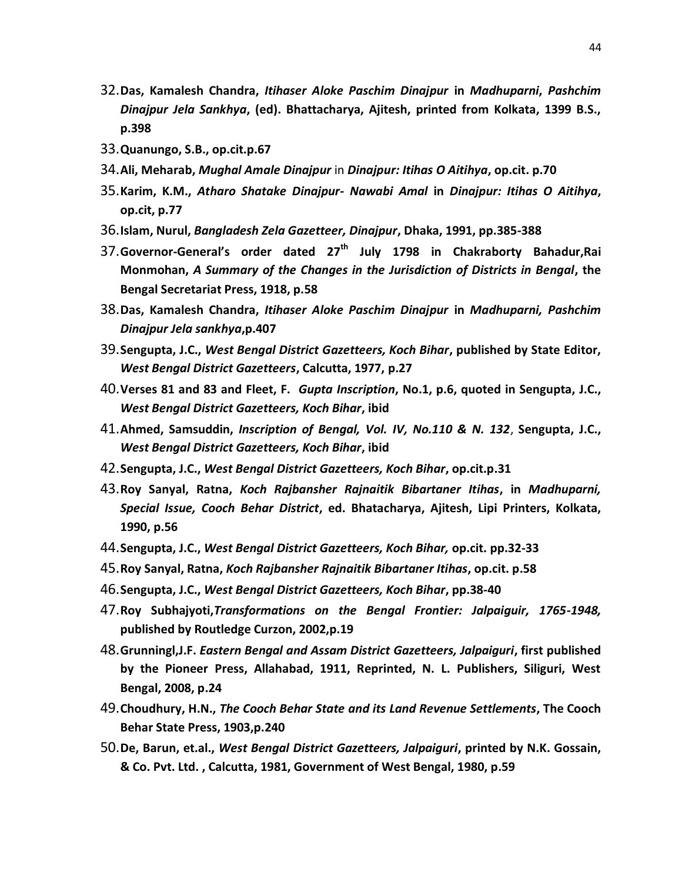32. **Das, Kamalesh Chandra, *Itihaser Aloke Paschim Dinajpur* in *Madhuparni*, *Pashchim Dinajpur Jela Sankhya*, (ed). Bhattacharya, Ajitesh, printed from Kolkata, 1399 B.S., p.398**
33. **Quanungo, S.B., op.cit.p.67**
34. **Ali, Meharab, *Mughal Amale Dinajpur* in *Dinajpur: Itihas O Aitihya*, op.cit. p.70**
35. **Karim, K.M., *Atharo Shatake Dinajpur- Nawabi Amal* in *Dinajpur: Itihas O Aitihya*, op.cit, p.77**
36. **Islam, Nurul, *Bangladesh Zela Gazetteer, Dinajpur*, Dhaka, 1991, pp.385-388**
37. **Governor-General's order dated 27th July 1798 in Chakraborty Bahadur,Rai Monmohan, *A Summary of the Changes in the Jurisdiction of Districts in Bengal*, the Bengal Secretariat Press, 1918, p.58**
38. **Das, Kamalesh Chandra, *Itihaser Aloke Paschim Dinajpur* in *Madhuparni, Pashchim Dinajpur Jela sankhya*,p.407**
39. **Sengupta, J.C., *West Bengal District Gazetteers, Koch Bihar*, published by State Editor, *West Bengal District Gazetteers*, Calcutta, 1977, p.27**
40. **Verses 81 and 83 and Fleet, F. *Gupta Inscription*, No.1, p.6, quoted in Sengupta, J.C., *West Bengal District Gazetteers, Koch Bihar*, ibid**
41. **Ahmed, Samsuddin, *Inscription of Bengal, Vol. IV, No.110 & N. 132*, Sengupta, J.C., *West Bengal District Gazetteers, Koch Bihar*, ibid**
42. **Sengupta, J.C., *West Bengal District Gazetteers, Koch Bihar*, op.cit.p.31**
43. **Roy Sanyal, Ratna, *Koch Rajbansher Rajnaitik Bibartaner Itihas*, in *Madhuparni, Special Issue, Cooch Behar District*, ed. Bhatacharya, Ajitesh, Lipi Printers, Kolkata, 1990, p.56**
44. **Sengupta, J.C., *West Bengal District Gazetteers, Koch Bihar,* op.cit. pp.32-33**
45. **Roy Sanyal, Ratna, *Koch Rajbansher Rajnaitik Bibartaner Itihas*, op.cit. p.58**
46. **Sengupta, J.C., *West Bengal District Gazetteers, Koch Bihar*, pp.38-40**
47. **Roy Subhajyoti,*Transformations on the Bengal Frontier: Jalpaiguir, 1765-1948,* published by Routledge Curzon, 2002,p.19**
48. **Grunningl,J.F. *Eastern Bengal and Assam District Gazetteers, Jalpaiguri*, first published by the Pioneer Press, Allahabad, 1911, Reprinted, N. L. Publishers, Siliguri, West Bengal, 2008, p.24**
49. **Choudhury, H.N., *The Cooch Behar State and its Land Revenue Settlements*, The Cooch Behar State Press, 1903,p.240**
50. **De, Barun, et.al., *West Bengal District Gazetteers, Jalpaiguri*, printed by N.K. Gossain, & Co. Pvt. Ltd. , Calcutta, 1981, Government of West Bengal, 1980, p.59**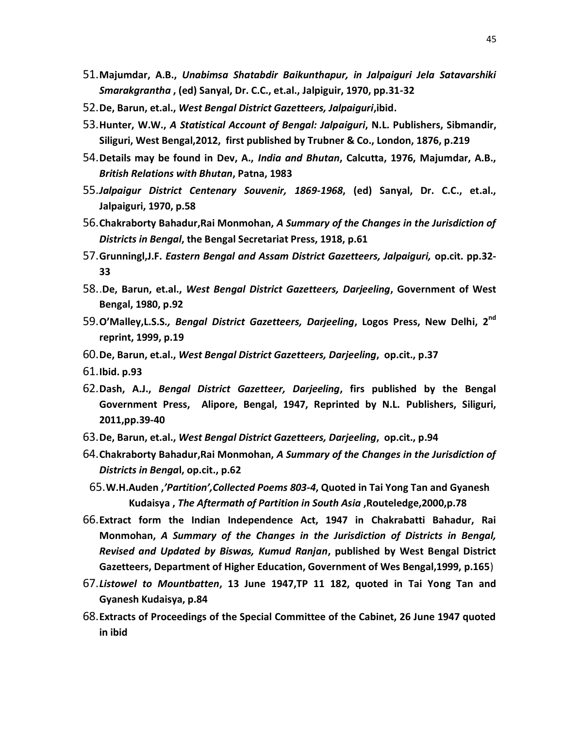51. **Majumdar, A.B., *Unabimsa Shatabdir Baikunthapur, in Jalpaiguri Jela Satavarshiki Smarakgrantha* , (ed) Sanyal, Dr. C.C., et.al., Jalpiguir, 1970, pp.31-32**
52. **De, Barun, et.al., *West Bengal District Gazetteers, Jalpaiguri*,ibid.**
53. **Hunter, W.W., *A Statistical Account of Bengal: Jalpaiguri*, N.L. Publishers, Sibmandir, Siliguri, West Bengal,2012, first published by Trubner & Co., London, 1876, p.219**
54. **Details may be found in Dev, A., *India and Bhutan*, Calcutta, 1976, Majumdar, A.B., *British Relations with Bhutan*, Patna, 1983**
55. ***Jalpaigur District Centenary Souvenir, 1869-1968*, (ed) Sanyal, Dr. C.C., et.al., Jalpaiguri, 1970, p.58**
56. **Chakraborty Bahadur,Rai Monmohan, *A Summary of the Changes in the Jurisdiction of Districts in Bengal*, the Bengal Secretariat Press, 1918, p.61**
57. **Grunningl,J.F. *Eastern Bengal and Assam District Gazetteers, Jalpaiguri,* op.cit. pp.32-33**
58. ..**De, Barun, et.al., *West Bengal District Gazetteers, Darjeeling*, Government of West Bengal, 1980, p.92**
59. **O'Malley,L.S.S*., Bengal District Gazetteers, Darjeeling*, Logos Press, New Delhi, 2nd reprint, 1999, p.19**
60. **De, Barun, et.al., *West Bengal District Gazetteers, Darjeeling*, op.cit., p.37**
61. **Ibid. p.93**
62. **Dash, A.J., *Bengal District Gazetteer, Darjeeling*, firs published by the Bengal Government Press, Alipore, Bengal, 1947, Reprinted by N.L. Publishers, Siliguri, 2011,pp.39-40**
63. **De, Barun, et.al., *West Bengal District Gazetteers, Darjeeling*, op.cit., p.94**
64. **Chakraborty Bahadur,Rai Monmohan, *A Summary of the Changes in the Jurisdiction of Districts in Bengal*, op.cit., p.62**
65. **W.H.Auden ,*'Partition',Collected Poems 803-4*, Quoted in Tai Yong Tan and Gyanesh Kudaisya , *The Aftermath of Partition in South Asia* ,Routeledge,2000,p.78**
66. **Extract form the Indian Independence Act, 1947 in Chakrabatti Bahadur, Rai Monmohan, *A Summary of the Changes in the Jurisdiction of Districts in Bengal, Revised and Updated by Biswas, Kumud Ranjan*, published by West Bengal District Gazetteers, Department of Higher Education, Government of Wes Bengal,1999, p.165**)
67. ***Listowel to Mountbatten*, 13 June 1947,TP 11 182, quoted in Tai Yong Tan and Gyanesh Kudaisya, p.84**
68. **Extracts of Proceedings of the Special Committee of the Cabinet, 26 June 1947 quoted in ibid**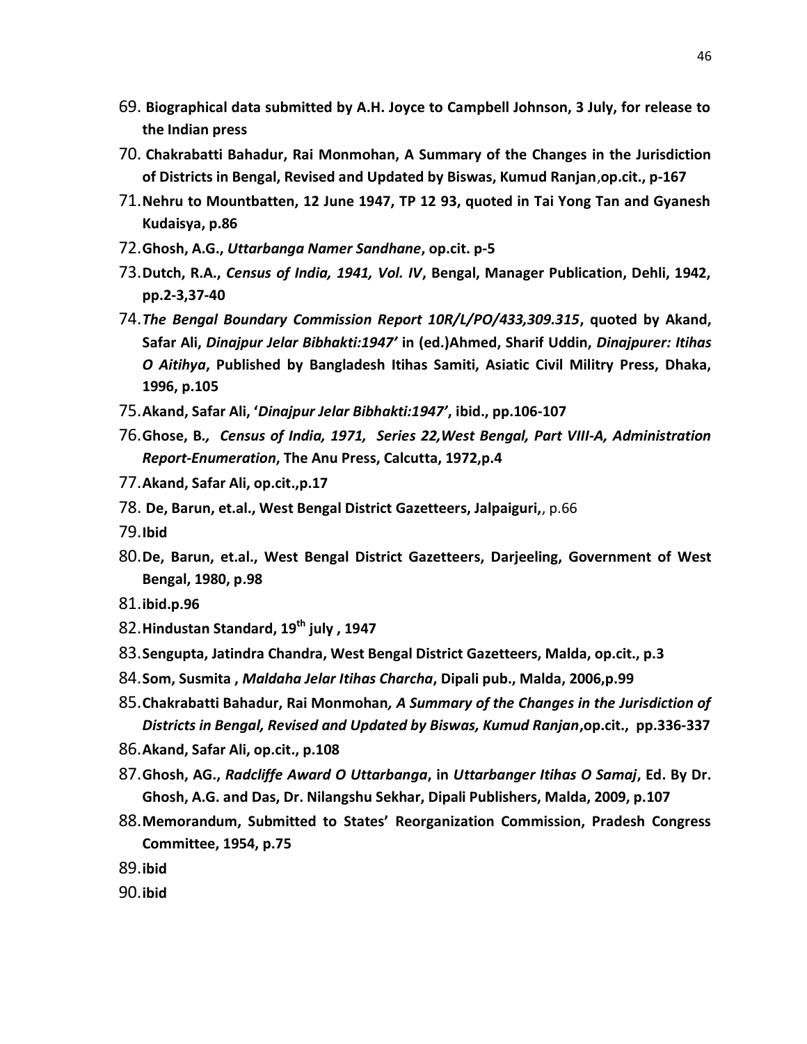69. **Biographical data submitted by A.H. Joyce to Campbell Johnson, 3 July, for release to the Indian press**
70. **Chakrabatti Bahadur, Rai Monmohan, A Summary of the Changes in the Jurisdiction of Districts in Bengal, Revised and Updated by Biswas, Kumud Ranjan**,**op.cit., p-167**
71. **Nehru to Mountbatten, 12 June 1947, TP 12 93, quoted in Tai Yong Tan and Gyanesh Kudaisya, p.86**
72. **Ghosh, A.G., *Uttarbanga Namer Sandhane*, op.cit. p-5**
73. **Dutch, R.A., *Census of India, 1941, Vol. IV*, Bengal, Manager Publication, Dehli, 1942, pp.2-3,37-40**
74. ***The Bengal Boundary Commission Report 10R/L/PO/433,309.315*, quoted by Akand, Safar Ali, *Dinajpur Jelar Bibhakti:1947'* in (ed.)Ahmed, Sharif Uddin, *Dinajpurer: Itihas O Aitihya*, Published by Bangladesh Itihas Samiti, Asiatic Civil Militry Press, Dhaka, 1996, p.105**
75. **Akand, Safar Ali, '*Dinajpur Jelar Bibhakti:1947'*, ibid., pp.106-107**
76. **Ghose, B*., Census of India, 1971, Series 22,West Bengal, Part VIII-A, Administration Report-Enumeration*, The Anu Press, Calcutta, 1972,p.4**
77. **Akand, Safar Ali, op.cit.,p.17**
78. **De, Barun, et.al., West Bengal District Gazetteers, Jalpaiguri,**, p.66
79. **Ibid**
80. **De, Barun, et.al., West Bengal District Gazetteers, Darjeeling, Government of West Bengal, 1980, p.98**
81. **ibid.p.96**
82. **Hindustan Standard, 19th july , 1947**
83. **Sengupta, Jatindra Chandra, West Bengal District Gazetteers, Malda, op.cit., p.3**
84. **Som, Susmita , *Maldaha Jelar Itihas Charcha*, Dipali pub., Malda, 2006,p.99**
85. **Chakrabatti Bahadur, Rai Monmohan*, A Summary of the Changes in the Jurisdiction of Districts in Bengal, Revised and Updated by Biswas, Kumud Ranjan*,op.cit., pp.336-337**
86. **Akand, Safar Ali, op.cit., p.108**
87. **Ghosh, AG., *Radcliffe Award O Uttarbanga*, in *Uttarbanger Itihas O Samaj*, Ed. By Dr. Ghosh, A.G. and Das, Dr. Nilangshu Sekhar, Dipali Publishers, Malda, 2009, p.107**
88. **Memorandum, Submitted to States' Reorganization Commission, Pradesh Congress Committee, 1954, p.75**
89. **ibid**
90. **ibid**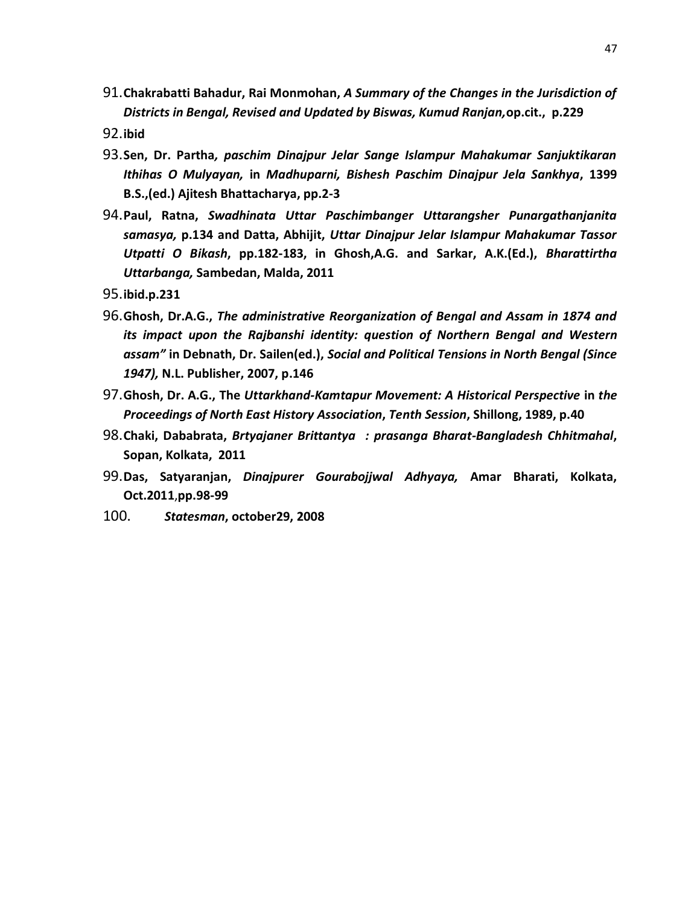91. **Chakrabatti Bahadur, Rai Monmohan,** ***A Summary of the Changes in the Jurisdiction of Districts in Bengal, Revised and Updated by Biswas, Kumud Ranjan,*** **op.cit., p.229**
92. **ibid**
93. **Sen, Dr. Partha*, paschim Dinajpur Jelar Sange Islampur Mahakumar Sanjuktikaran Ithihas O Mulyayan,* in *Madhuparni, Bishesh Paschim Dinajpur Jela Sankhya*, 1399 B.S.,(ed.) Ajitesh Bhattacharya, pp.2-3**
94. **Paul, Ratna, *Swadhinata Uttar Paschimbanger Uttarangsher Punargathanjanita samasya,* p.134 and Datta, Abhijit, *Uttar Dinajpur Jelar Islampur Mahakumar Tassor Utpatti O Bikash*, pp.182-183, in Ghosh,A.G. and Sarkar, A.K.(Ed.), *Bharattirtha Uttarbanga,* Sambedan, Malda, 2011**
95. **ibid.p.231**
96. **Ghosh, Dr.A.G., *The administrative Reorganization of Bengal and Assam in 1874 and its impact upon the Rajbanshi identity: question of Northern Bengal and Western assam"* in Debnath, Dr. Sailen(ed.), *Social and Political Tensions in North Bengal (Since 1947),* N.L. Publisher, 2007, p.146**
97. **Ghosh, Dr. A.G., The *Uttarkhand-Kamtapur Movement: A Historical Perspective* in *the Proceedings of North East History Association*, *Tenth Session*, Shillong, 1989, p.40**
98. **Chaki, Dababrata, *Brtyajaner Brittantya : prasanga Bharat-Bangladesh Chhitmahal*, Sopan, Kolkata, 2011**
99. **Das, Satyaranjan, *Dinajpurer Gourabojjwal Adhyaya,* Amar Bharati, Kolkata, Oct.2011,pp.98-99**
100. ***Statesman*, october29, 2008**